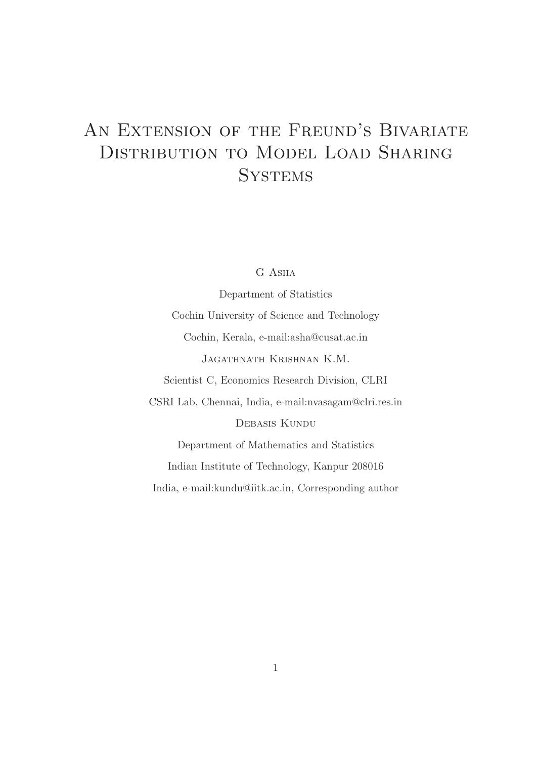# An Extension of the Freund's Bivariate Distribution to Model Load Sharing Systems

G Asha

Department of Statistics

Cochin University of Science and Technology

Cochin, Kerala, e-mail:asha@cusat.ac.in

Jagathnath Krishnan K.M.

Scientist C, Economics Research Division, CLRI

CSRI Lab, Chennai, India, e-mail:nvasagam@clri.res.in

Debasis Kundu

Department of Mathematics and Statistics

Indian Institute of Technology, Kanpur 208016

India, e-mail:kundu@iitk.ac.in, Corresponding author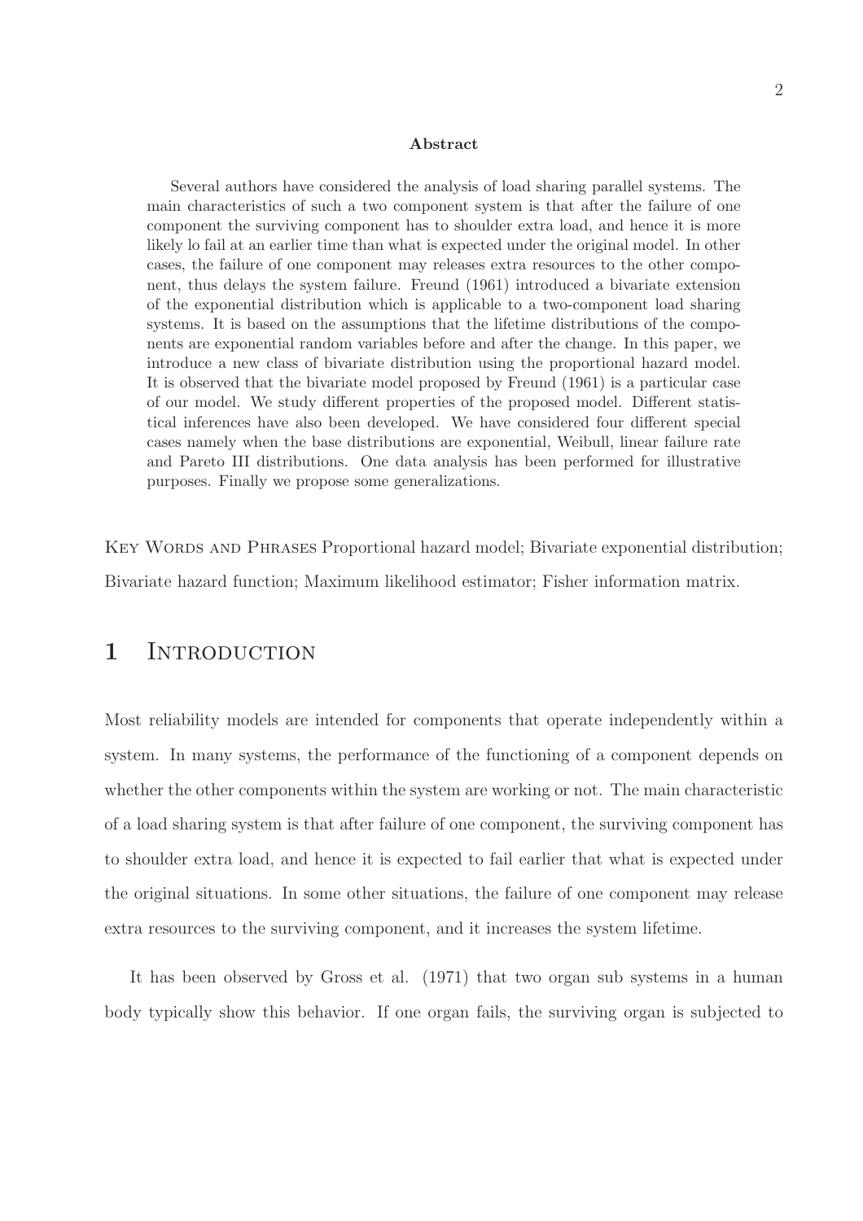**Abstract**

Several authors have considered the analysis of load sharing parallel systems. The main characteristics of such a two component system is that after the failure of one component the surviving component has to shoulder extra load, and hence it is more likely lo fail at an earlier time than what is expected under the original model. In other cases, the failure of one component may releases extra resources to the other component, thus delays the system failure. Freund (1961) introduced a bivariate extension of the exponential distribution which is applicable to a two-component load sharing systems. It is based on the assumptions that the lifetime distributions of the components are exponential random variables before and after the change. In this paper, we introduce a new class of bivariate distribution using the proportional hazard model. It is observed that the bivariate model proposed by Freund (1961) is a particular case of our model. We study different properties of the proposed model. Different statistical inferences have also been developed. We have considered four different special cases namely when the base distributions are exponential, Weibull, linear failure rate and Pareto III distributions. One data analysis has been performed for illustrative purposes. Finally we propose some generalizations.

Key Words and Phrases Proportional hazard model; Bivariate exponential distribution; Bivariate hazard function; Maximum likelihood estimator; Fisher information matrix.

# 1 Introduction

Most reliability models are intended for components that operate independently within a system. In many systems, the performance of the functioning of a component depends on whether the other components within the system are working or not. The main characteristic of a load sharing system is that after failure of one component, the surviving component has to shoulder extra load, and hence it is expected to fail earlier that what is expected under the original situations. In some other situations, the failure of one component may release extra resources to the surviving component, and it increases the system lifetime.

It has been observed by Gross et al. (1971) that two organ sub systems in a human body typically show this behavior. If one organ fails, the surviving organ is subjected to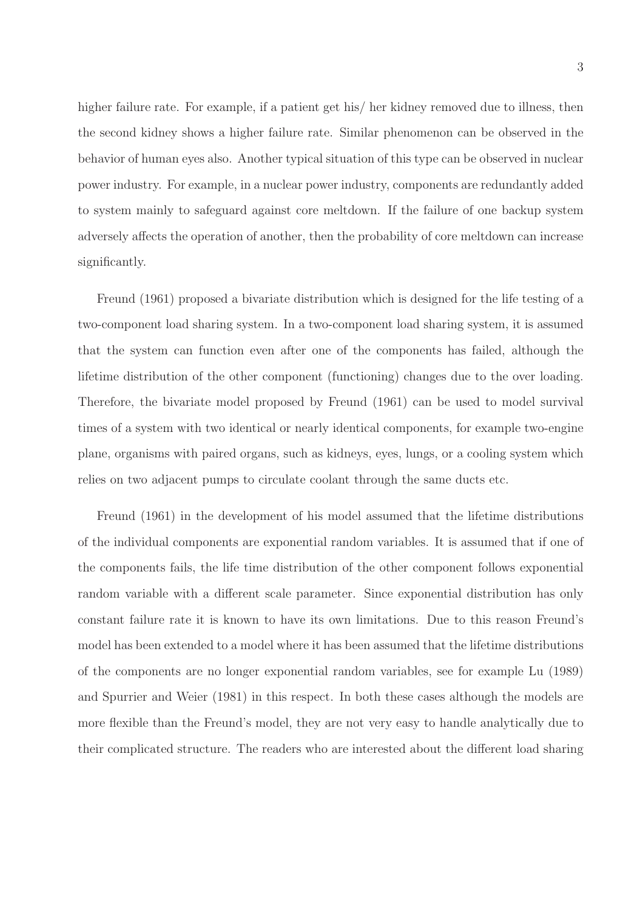higher failure rate. For example, if a patient get his/ her kidney removed due to illness, then the second kidney shows a higher failure rate. Similar phenomenon can be observed in the behavior of human eyes also. Another typical situation of this type can be observed in nuclear power industry. For example, in a nuclear power industry, components are redundantly added to system mainly to safeguard against core meltdown. If the failure of one backup system adversely affects the operation of another, then the probability of core meltdown can increase significantly.

Freund (1961) proposed a bivariate distribution which is designed for the life testing of a two-component load sharing system. In a two-component load sharing system, it is assumed that the system can function even after one of the components has failed, although the lifetime distribution of the other component (functioning) changes due to the over loading. Therefore, the bivariate model proposed by Freund (1961) can be used to model survival times of a system with two identical or nearly identical components, for example two-engine plane, organisms with paired organs, such as kidneys, eyes, lungs, or a cooling system which relies on two adjacent pumps to circulate coolant through the same ducts etc.

Freund (1961) in the development of his model assumed that the lifetime distributions of the individual components are exponential random variables. It is assumed that if one of the components fails, the life time distribution of the other component follows exponential random variable with a different scale parameter. Since exponential distribution has only constant failure rate it is known to have its own limitations. Due to this reason Freund's model has been extended to a model where it has been assumed that the lifetime distributions of the components are no longer exponential random variables, see for example Lu (1989) and Spurrier and Weier (1981) in this respect. In both these cases although the models are more flexible than the Freund's model, they are not very easy to handle analytically due to their complicated structure. The readers who are interested about the different load sharing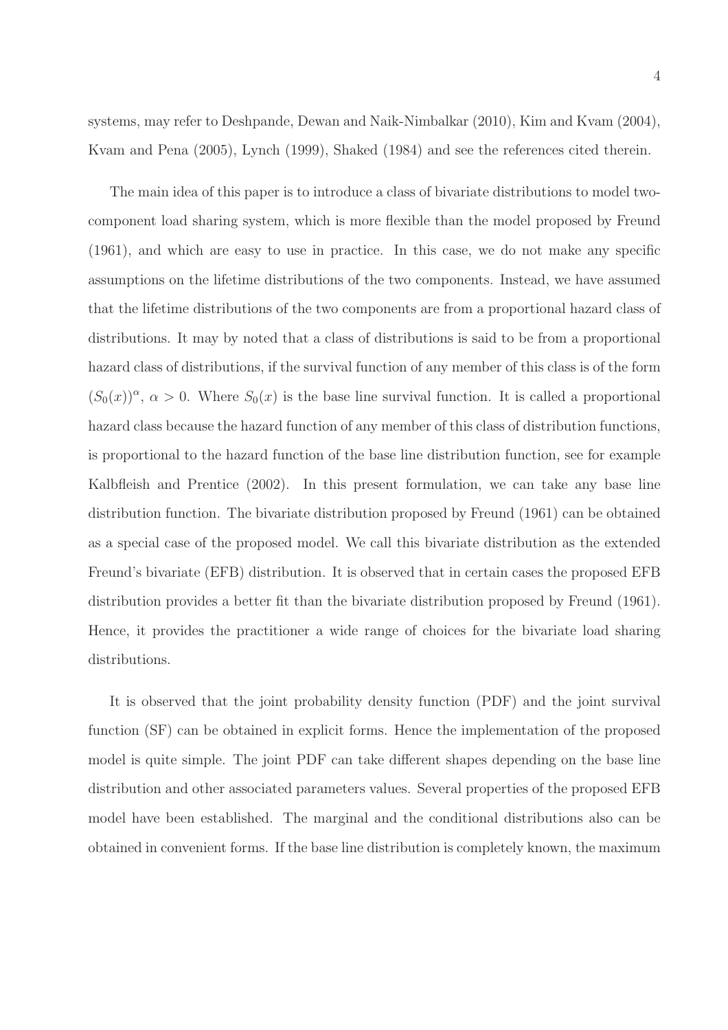systems, may refer to Deshpande, Dewan and Naik-Nimbalkar (2010), Kim and Kvam (2004), Kvam and Pena (2005), Lynch (1999), Shaked (1984) and see the references cited therein.

The main idea of this paper is to introduce a class of bivariate distributions to model two-component load sharing system, which is more flexible than the model proposed by Freund (1961), and which are easy to use in practice. In this case, we do not make any specific assumptions on the lifetime distributions of the two components. Instead, we have assumed that the lifetime distributions of the two components are from a proportional hazard class of distributions. It may by noted that a class of distributions is said to be from a proportional hazard class of distributions, if the survival function of any member of this class is of the form $(S_0(x))^\alpha$, $\alpha > 0$. Where $S_0(x)$ is the base line survival function. It is called a proportional hazard class because the hazard function of any member of this class of distribution functions, is proportional to the hazard function of the base line distribution function, see for example Kalbfleish and Prentice (2002). In this present formulation, we can take any base line distribution function. The bivariate distribution proposed by Freund (1961) can be obtained as a special case of the proposed model. We call this bivariate distribution as the extended Freund's bivariate (EFB) distribution. It is observed that in certain cases the proposed EFB distribution provides a better fit than the bivariate distribution proposed by Freund (1961). Hence, it provides the practitioner a wide range of choices for the bivariate load sharing distributions.

It is observed that the joint probability density function (PDF) and the joint survival function (SF) can be obtained in explicit forms. Hence the implementation of the proposed model is quite simple. The joint PDF can take different shapes depending on the base line distribution and other associated parameters values. Several properties of the proposed EFB model have been established. The marginal and the conditional distributions also can be obtained in convenient forms. If the base line distribution is completely known, the maximum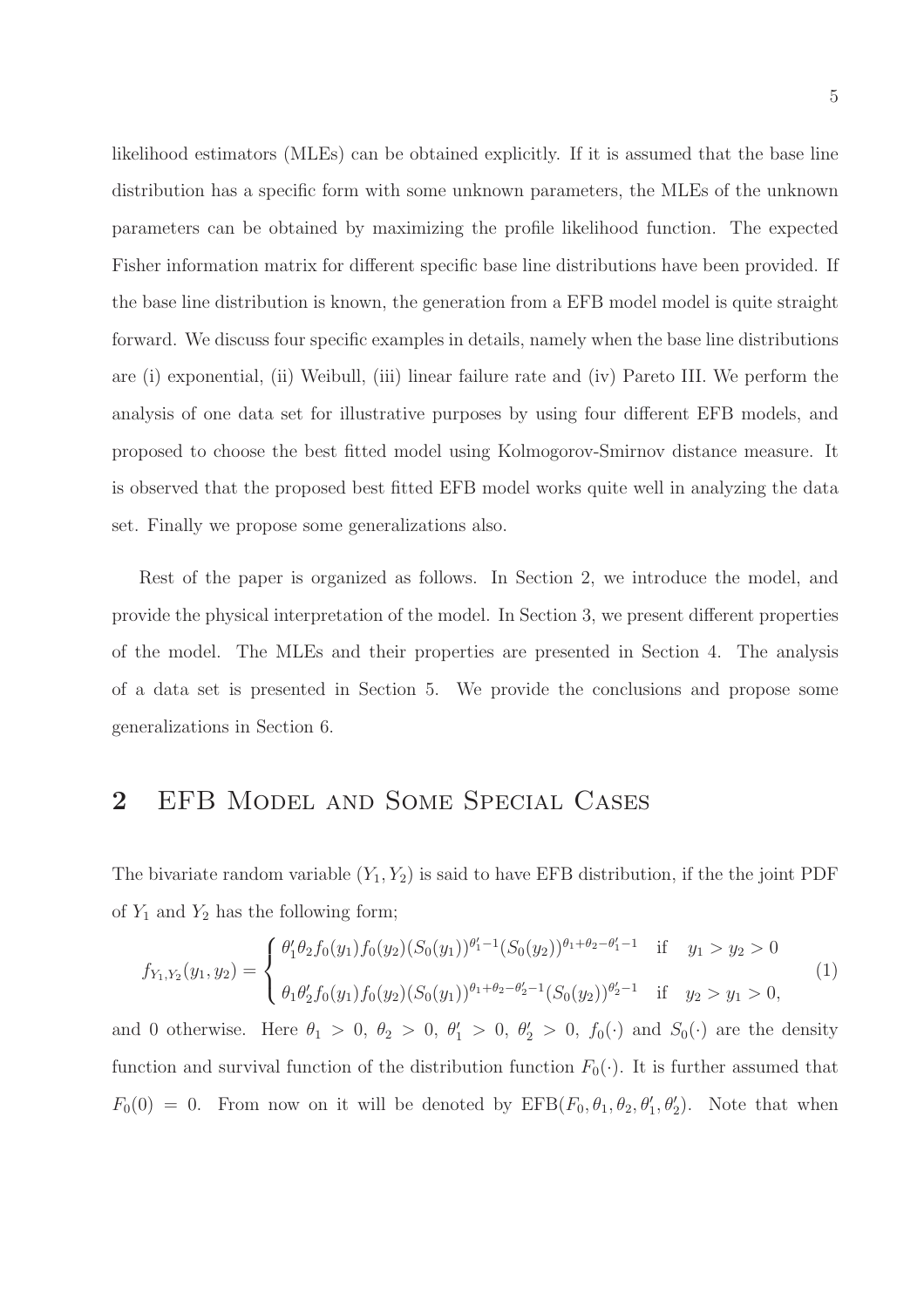likelihood estimators (MLEs) can be obtained explicitly. If it is assumed that the base line distribution has a specific form with some unknown parameters, the MLEs of the unknown parameters can be obtained by maximizing the profile likelihood function. The expected Fisher information matrix for different specific base line distributions have been provided. If the base line distribution is known, the generation from a EFB model model is quite straight forward. We discuss four specific examples in details, namely when the base line distributions are (i) exponential, (ii) Weibull, (iii) linear failure rate and (iv) Pareto III. We perform the analysis of one data set for illustrative purposes by using four different EFB models, and proposed to choose the best fitted model using Kolmogorov-Smirnov distance measure. It is observed that the proposed best fitted EFB model works quite well in analyzing the data set. Finally we propose some generalizations also.

Rest of the paper is organized as follows. In Section 2, we introduce the model, and provide the physical interpretation of the model. In Section 3, we present different properties of the model. The MLEs and their properties are presented in Section 4. The analysis of a data set is presented in Section 5. We provide the conclusions and propose some generalizations in Section 6.

## 2 EFB Model and Some Special Cases

The bivariate random variable $(Y_1, Y_2)$ is said to have EFB distribution, if the the joint PDF of $Y_1$ and $Y_2$ has the following form;

$$
f_{Y_1,Y_2}(y_1,y_2) = \begin{cases} \theta_1'\theta_2 f_0(y_1) f_0(y_2) (S_0(y_1))^{\theta_1'-1} (S_0(y_2))^{\theta_1+\theta_2-\theta_1'-1} & \text{if} \quad y_1 > y_2 > 0 \\ \theta_1\theta_2' f_0(y_1) f_0(y_2) (S_0(y_1))^{\theta_1+\theta_2-\theta_2'-1} (S_0(y_2))^{\theta_2'-1} & \text{if} \quad y_2 > y_1 > 0, \end{cases} \tag{1}
$$

and 0 otherwise. Here $\theta_1 > 0$, $\theta_2 > 0$, $\theta_1' > 0$, $\theta_2' > 0$, $f_0(\cdot)$ and $S_0(\cdot)$ are the density function and survival function of the distribution function $F_0(\cdot)$. It is further assumed that $F_0(0) = 0$. From now on it will be denoted by $\text{EFB}(F_0, \theta_1, \theta_2, \theta_1', \theta_2')$. Note that when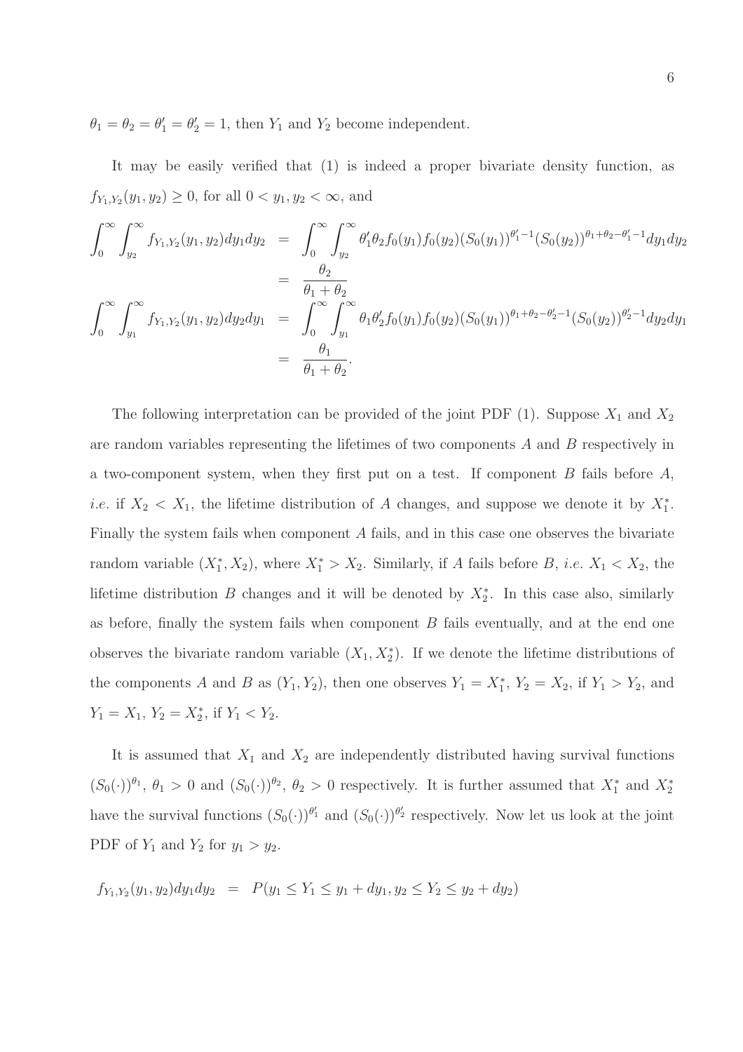$\theta_1 = \theta_2 = \theta_1' = \theta_2' = 1$, then $Y_1$ and $Y_2$ become independent.

It may be easily verified that (1) is indeed a proper bivariate density function, as $f_{Y_1,Y_2}(y_1, y_2) \geq 0$, for all $0 < y_1, y_2 < \infty$, and

$$
\begin{aligned}
\int_0^\infty \int_{y_2}^\infty f_{Y_1,Y_2}(y_1, y_2) dy_1 dy_2 &= \int_0^\infty \int_{y_2}^\infty \theta_1' \theta_2 f_0(y_1) f_0(y_2) (S_0(y_1))^{\theta_1'-1} (S_0(y_2))^{\theta_1+\theta_2-\theta_1'-1} dy_1 dy_2 \\
&= \frac{\theta_2}{\theta_1 + \theta_2} \\
\int_0^\infty \int_{y_1}^\infty f_{Y_1,Y_2}(y_1, y_2) dy_2 dy_1 &= \int_0^\infty \int_{y_1}^\infty \theta_1 \theta_2' f_0(y_1) f_0(y_2) (S_0(y_1))^{\theta_1+\theta_2-\theta_2'-1} (S_0(y_2))^{\theta_2'-1} dy_2 dy_1 \\
&= \frac{\theta_1}{\theta_1 + \theta_2}.
\end{aligned}
$$

The following interpretation can be provided of the joint PDF (1). Suppose $X_1$ and $X_2$ are random variables representing the lifetimes of two components $A$ and $B$ respectively in a two-component system, when they first put on a test. If component $B$ fails before $A$, *i.e.* if $X_2 < X_1$, the lifetime distribution of $A$ changes, and suppose we denote it by $X_1^*$. Finally the system fails when component $A$ fails, and in this case one observes the bivariate random variable $(X_1^*, X_2)$, where $X_1^* > X_2$. Similarly, if $A$ fails before $B$, *i.e.* $X_1 < X_2$, the lifetime distribution $B$ changes and it will be denoted by $X_2^*$. In this case also, similarly as before, finally the system fails when component $B$ fails eventually, and at the end one observes the bivariate random variable $(X_1, X_2^*)$. If we denote the lifetime distributions of the components $A$ and $B$ as $(Y_1, Y_2)$, then one observes $Y_1 = X_1^*$, $Y_2 = X_2$, if $Y_1 > Y_2$, and $Y_1 = X_1$, $Y_2 = X_2^*$, if $Y_1 < Y_2$.

It is assumed that $X_1$ and $X_2$ are independently distributed having survival functions $(S_0(\cdot))^{\theta_1}$, $\theta_1 > 0$ and $(S_0(\cdot))^{\theta_2}$, $\theta_2 > 0$ respectively. It is further assumed that $X_1^*$ and $X_2^*$ have the survival functions $(S_0(\cdot))^{\theta_1'}$ and $(S_0(\cdot))^{\theta_2'}$ respectively. Now let us look at the joint PDF of $Y_1$ and $Y_2$ for $y_1 > y_2$.

$$
f_{Y_1,Y_2}(y_1, y_2) dy_1 dy_2 = P(y_1 \leq Y_1 \leq y_1 + dy_1, y_2 \leq Y_2 \leq y_2 + dy_2)
$$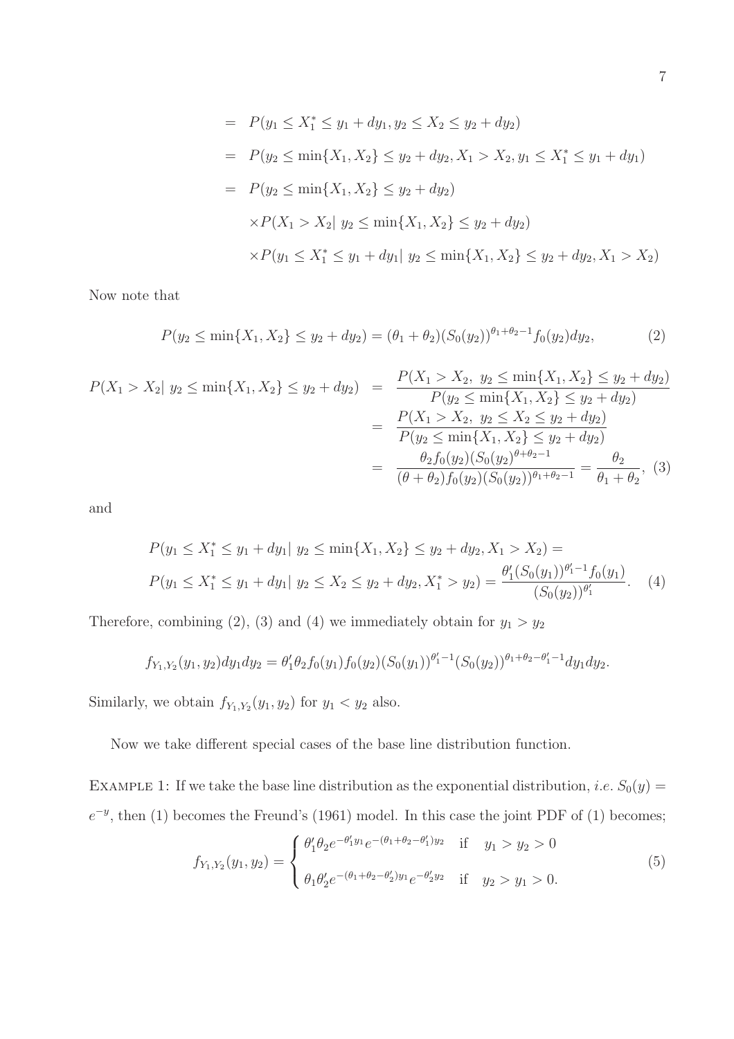$$
\begin{aligned}
&= P(y_1 \le X_1^* \le y_1 + dy_1, y_2 \le X_2 \le y_2 + dy_2) \\
&= P(y_2 \le \min\{X_1, X_2\} \le y_2 + dy_2, X_1 > X_2, y_1 \le X_1^* \le y_1 + dy_1) \\
&= P(y_2 \le \min\{X_1, X_2\} \le y_2 + dy_2) \\
&\quad \times P(X_1 > X_2 |\ y_2 \le \min\{X_1, X_2\} \le y_2 + dy_2) \\
&\quad \times P(y_1 \le X_1^* \le y_1 + dy_1 |\ y_2 \le \min\{X_1, X_2\} \le y_2 + dy_2, X_1 > X_2)
\end{aligned}
$$

Now note that

$$
P(y_2 \le \min\{X_1, X_2\} \le y_2 + dy_2) = (\theta_1 + \theta_2)(S_0(y_2))^{\theta_1+\theta_2-1} f_0(y_2) dy_2, \tag{2}
$$

$$
\begin{aligned}
P(X_1 > X_2 |\ y_2 \le \min\{X_1, X_2\} \le y_2 + dy_2) &= \frac{P(X_1 > X_2,\ y_2 \le \min\{X_1, X_2\} \le y_2 + dy_2)}{P(y_2 \le \min\{X_1, X_2\} \le y_2 + dy_2)} \\
&= \frac{P(X_1 > X_2,\ y_2 \le X_2 \le y_2 + dy_2)}{P(y_2 \le \min\{X_1, X_2\} \le y_2 + dy_2)} \\
&= \frac{\theta_2 f_0(y_2)(S_0(y_2))^{\theta+\theta_2-1}}{(\theta+\theta_2) f_0(y_2)(S_0(y_2))^{\theta_1+\theta_2-1}} = \frac{\theta_2}{\theta_1+\theta_2}, \quad (3)
\end{aligned}
$$

and

$$
\begin{aligned}
&P(y_1 \le X_1^* \le y_1 + dy_1 |\ y_2 \le \min\{X_1, X_2\} \le y_2 + dy_2, X_1 > X_2) = \\
&P(y_1 \le X_1^* \le y_1 + dy_1 |\ y_2 \le X_2 \le y_2 + dy_2, X_1^* > y_2) = \frac{\theta_1'(S_0(y_1))^{\theta_1'-1} f_0(y_1)}{(S_0(y_2))^{\theta_1'}}. \quad (4)
\end{aligned}
$$

Therefore, combining (2), (3) and (4) we immediately obtain for $y_1 > y_2$

$$
f_{Y_1,Y_2}(y_1, y_2) dy_1 dy_2 = \theta_1' \theta_2 f_0(y_1) f_0(y_2) (S_0(y_1))^{\theta_1'-1} (S_0(y_2))^{\theta_1+\theta_2-\theta_1'-1} dy_1 dy_2.
$$

Similarly, we obtain $f_{Y_1,Y_2}(y_1, y_2)$ for $y_1 < y_2$ also.

Now we take different special cases of the base line distribution function.

EXAMPLE 1: If we take the base line distribution as the exponential distribution, *i.e.* $S_0(y) = e^{-y}$, then (1) becomes the Freund's (1961) model. In this case the joint PDF of (1) becomes;

$$
f_{Y_1,Y_2}(y_1, y_2) = \begin{cases} \theta_1' \theta_2 e^{-\theta_1' y_1} e^{-(\theta_1+\theta_2-\theta_1') y_2} & \text{if} \quad y_1 > y_2 > 0 \\ \theta_1 \theta_2' e^{-(\theta_1+\theta_2-\theta_2') y_1} e^{-\theta_2' y_2} & \text{if} \quad y_2 > y_1 > 0. \end{cases} \tag{5}
$$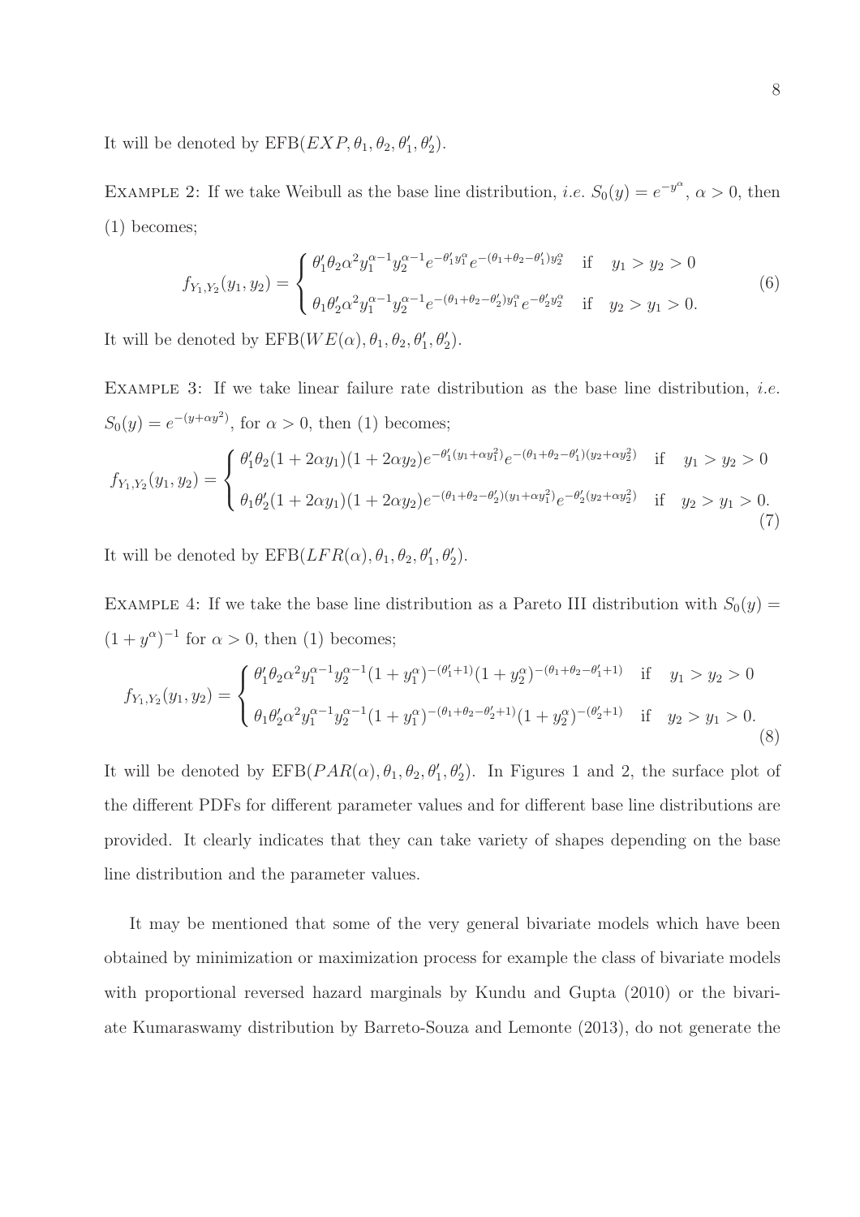It will be denoted by $\text{EFB}(EXP, \theta_1, \theta_2, \theta_1', \theta_2')$.

EXAMPLE 2: If we take Weibull as the base line distribution, *i.e.* $S_0(y) = e^{-y^\alpha}$, $\alpha > 0$, then (1) becomes;

$$
f_{Y_1,Y_2}(y_1, y_2) = \begin{cases} \theta_1'\theta_2\alpha^2 y_1^{\alpha-1} y_2^{\alpha-1} e^{-\theta_1' y_1^\alpha} e^{-(\theta_1+\theta_2-\theta_1')y_2^\alpha} & \text{if} \quad y_1 > y_2 > 0 \\ \theta_1\theta_2'\alpha^2 y_1^{\alpha-1} y_2^{\alpha-1} e^{-(\theta_1+\theta_2-\theta_2')y_1^\alpha} e^{-\theta_2' y_2^\alpha} & \text{if} \quad y_2 > y_1 > 0. \end{cases} \tag{6}
$$

It will be denoted by $\text{EFB}(WE(\alpha), \theta_1, \theta_2, \theta_1', \theta_2')$.

EXAMPLE 3: If we take linear failure rate distribution as the base line distribution, *i.e.* $S_0(y) = e^{-(y+\alpha y^2)}$, for $\alpha > 0$, then (1) becomes;

$$
f_{Y_1,Y_2}(y_1, y_2) = \begin{cases} \theta_1'\theta_2(1+2\alpha y_1)(1+2\alpha y_2) e^{-\theta_1'(y_1+\alpha y_1^2)} e^{-(\theta_1+\theta_2-\theta_1')(y_2+\alpha y_2^2)} & \text{if} \quad y_1 > y_2 > 0 \\ \theta_1\theta_2'(1+2\alpha y_1)(1+2\alpha y_2) e^{-(\theta_1+\theta_2-\theta_2')(y_1+\alpha y_1^2)} e^{-\theta_2'(y_2+\alpha y_2^2)} & \text{if} \quad y_2 > y_1 > 0. \end{cases} \tag{7}
$$

It will be denoted by $\text{EFB}(LFR(\alpha), \theta_1, \theta_2, \theta_1', \theta_2')$.

EXAMPLE 4: If we take the base line distribution as a Pareto III distribution with $S_0(y) = (1 + y^\alpha)^{-1}$ for $\alpha > 0$, then (1) becomes;

$$
f_{Y_1,Y_2}(y_1, y_2) = \begin{cases} \theta_1'\theta_2\alpha^2 y_1^{\alpha-1} y_2^{\alpha-1} (1+y_1^\alpha)^{-(\theta_1'+1)} (1+y_2^\alpha)^{-(\theta_1+\theta_2-\theta_1'+1)} & \text{if} \quad y_1 > y_2 > 0 \\ \theta_1\theta_2'\alpha^2 y_1^{\alpha-1} y_2^{\alpha-1} (1+y_1^\alpha)^{-(\theta_1+\theta_2-\theta_2'+1)} (1+y_2^\alpha)^{-(\theta_2'+1)} & \text{if} \quad y_2 > y_1 > 0. \end{cases} \tag{8}
$$

It will be denoted by $\text{EFB}(PAR(\alpha), \theta_1, \theta_2, \theta_1', \theta_2')$. In Figures 1 and 2, the surface plot of the different PDFs for different parameter values and for different base line distributions are provided. It clearly indicates that they can take variety of shapes depending on the base line distribution and the parameter values.

It may be mentioned that some of the very general bivariate models which have been obtained by minimization or maximization process for example the class of bivariate models with proportional reversed hazard marginals by Kundu and Gupta (2010) or the bivariate Kumaraswamy distribution by Barreto-Souza and Lemonte (2013), do not generate the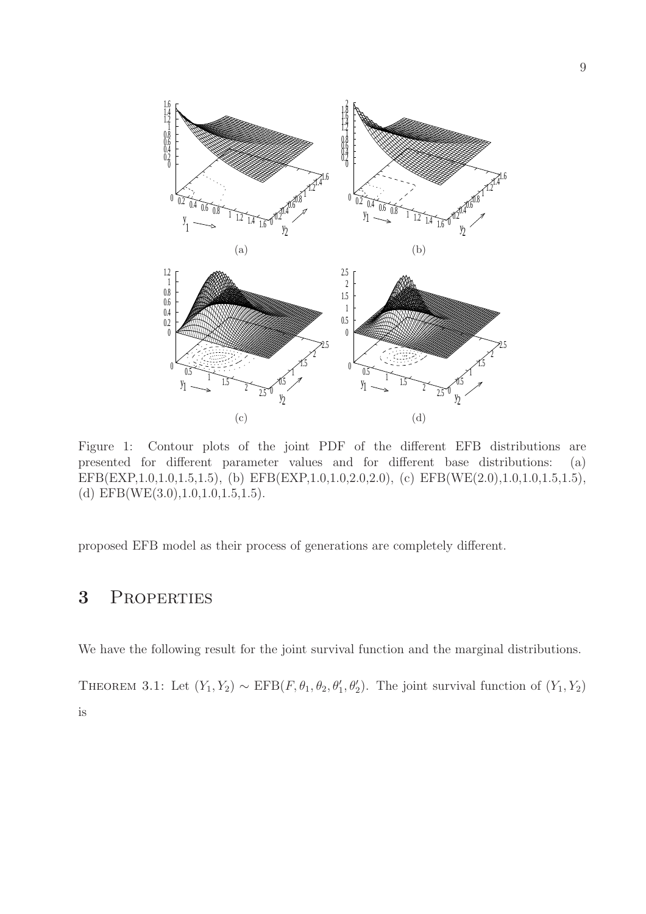Figure 1: Contour plots of the joint PDF of the different EFB distributions are presented for different parameter values and for different base distributions: (a) EFB(EXP,1.0,1.0,1.5,1.5), (b) EFB(EXP,1.0,1.0,2.0,2.0), (c) EFB(WE(2.0),1.0,1.0,1.5,1.5), (d) EFB(WE(3.0),1.0,1.0,1.5,1.5).

proposed EFB model as their process of generations are completely different.

## 3 Properties

We have the following result for the joint survival function and the marginal distributions.

Theorem 3.1: Let $(Y_1, Y_2) \sim \text{EFB}(F, \theta_1, \theta_2, \theta_1', \theta_2')$. The joint survival function of $(Y_1, Y_2)$ is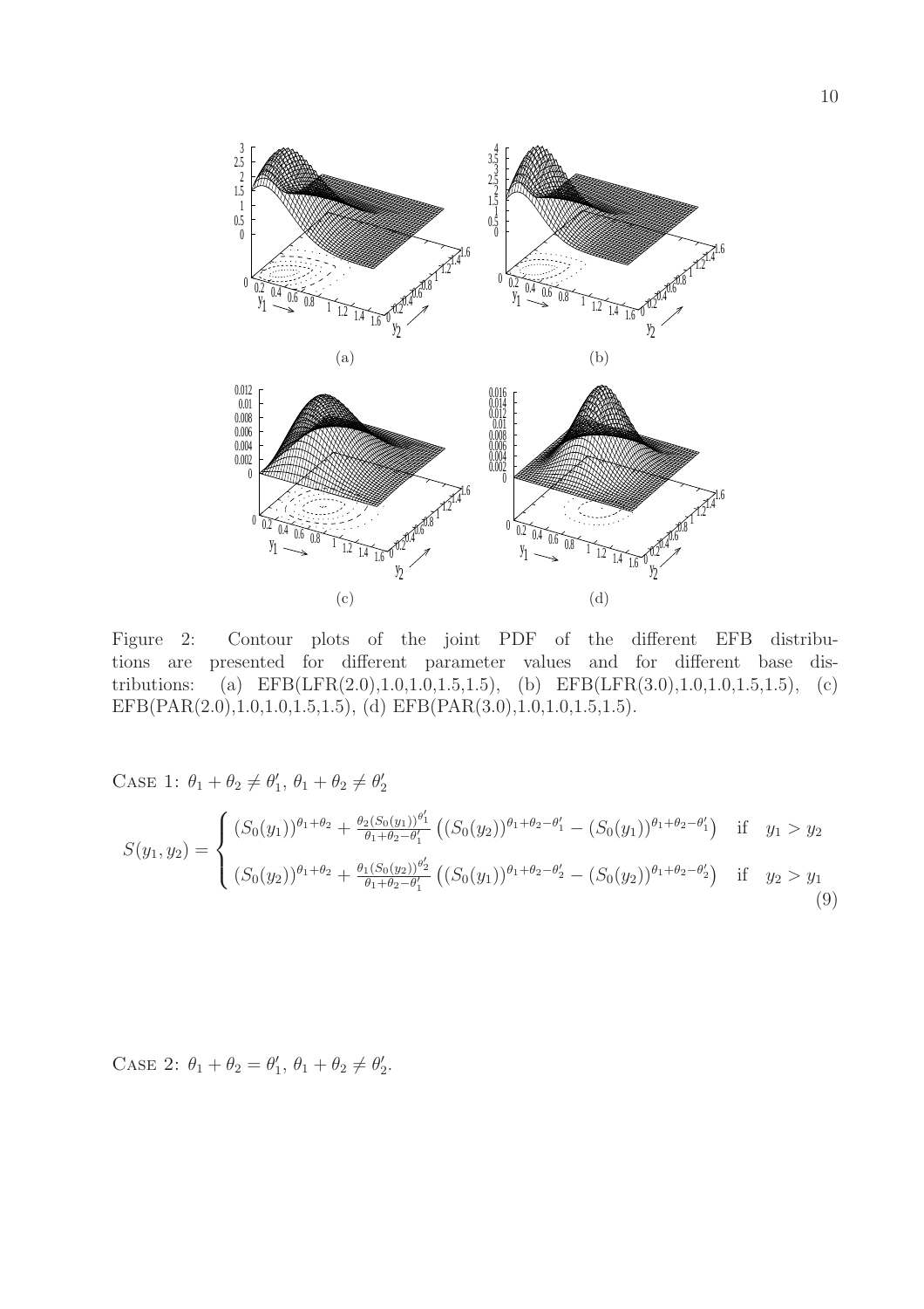Figure 2: Contour plots of the joint PDF of the different EFB distributions are presented for different parameter values and for different base distributions: (a) EFB(LFR(2.0),1.0,1.0,1.5,1.5), (b) EFB(LFR(3.0),1.0,1.0,1.5,1.5), (c) EFB(PAR(2.0),1.0,1.0,1.5,1.5), (d) EFB(PAR(3.0),1.0,1.0,1.5,1.5).

CASE 1: $\theta_1 + \theta_2 \neq \theta_1'$, $\theta_1 + \theta_2 \neq \theta_2'$

$$
S(y_1, y_2) = \begin{cases} (S_0(y_1))^{\theta_1+\theta_2} + \frac{\theta_2 (S_0(y_1))^{\theta_1'}}{\theta_1+\theta_2-\theta_1'} \left( (S_0(y_2))^{\theta_1+\theta_2-\theta_1'} - (S_0(y_1))^{\theta_1+\theta_2-\theta_1'} \right) & \text{if} \quad y_1 > y_2 \\ (S_0(y_2))^{\theta_1+\theta_2} + \frac{\theta_1 (S_0(y_2))^{\theta_2'}}{\theta_1+\theta_2-\theta_1'} \left( (S_0(y_1))^{\theta_1+\theta_2-\theta_2'} - (S_0(y_2))^{\theta_1+\theta_2-\theta_2'} \right) & \text{if} \quad y_2 > y_1 \end{cases} \tag{9}
$$

CASE 2: $\theta_1 + \theta_2 = \theta_1'$, $\theta_1 + \theta_2 \neq \theta_2'$.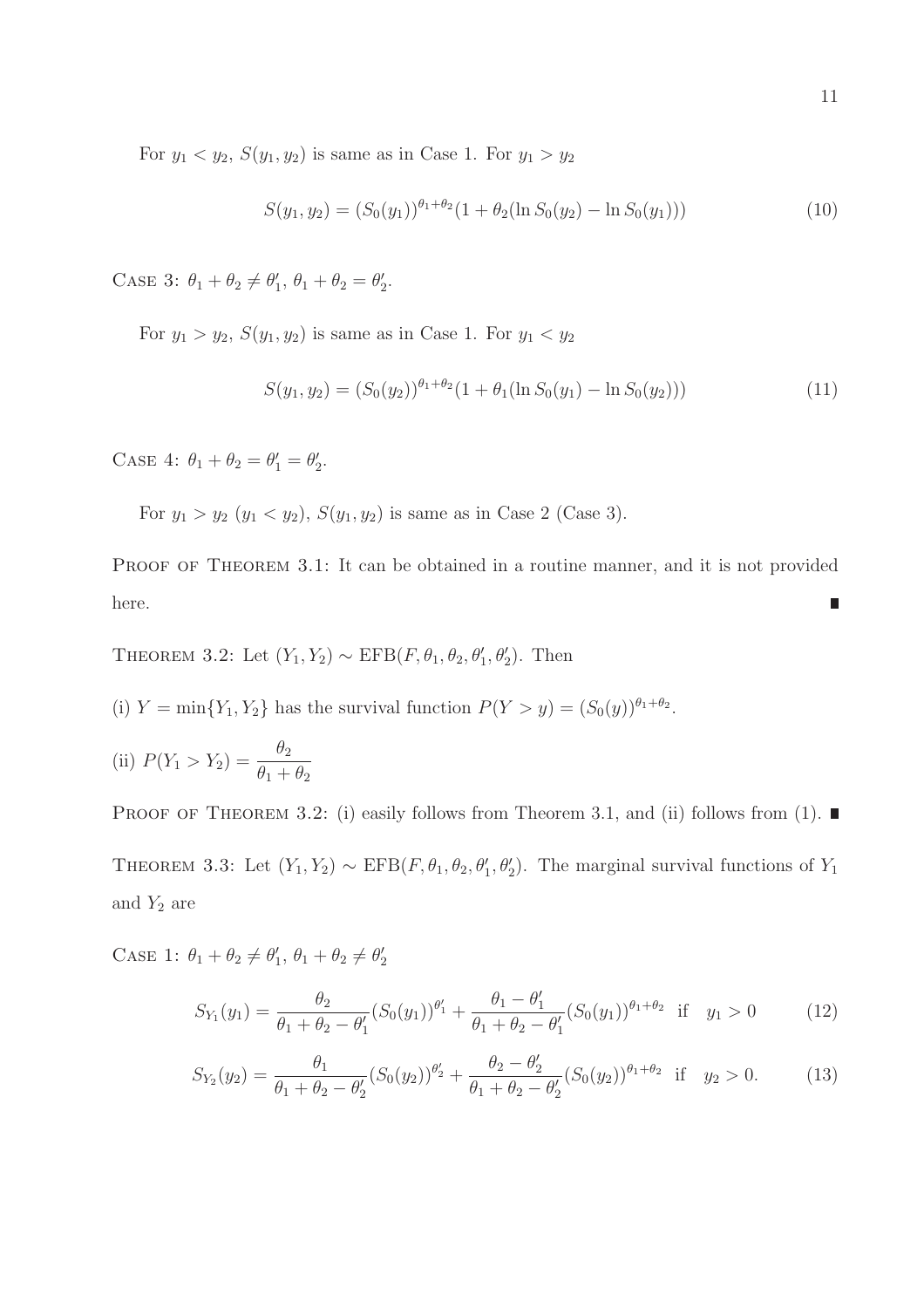For $y_1 < y_2$, $S(y_1, y_2)$ is same as in Case 1. For $y_1 > y_2$

$$S(y_1, y_2) = (S_0(y_1))^{\theta_1+\theta_2}(1 + \theta_2(\ln S_0(y_2) - \ln S_0(y_1))) \tag{10}$$

CASE 3: $\theta_1 + \theta_2 \neq \theta_1'$, $\theta_1 + \theta_2 = \theta_2'$.

For $y_1 > y_2$, $S(y_1, y_2)$ is same as in Case 1. For $y_1 < y_2$

$$S(y_1, y_2) = (S_0(y_2))^{\theta_1+\theta_2}(1 + \theta_1(\ln S_0(y_1) - \ln S_0(y_2))) \tag{11}$$

CASE 4: $\theta_1 + \theta_2 = \theta_1' = \theta_2'$.

For $y_1 > y_2$ ($y_1 < y_2$), $S(y_1, y_2)$ is same as in Case 2 (Case 3).

PROOF OF THEOREM 3.1: It can be obtained in a routine manner, and it is not provided here. ∎

THEOREM 3.2: Let $(Y_1, Y_2) \sim \text{EFB}(F, \theta_1, \theta_2, \theta_1', \theta_2')$. Then

(i) $Y = \min\{Y_1, Y_2\}$ has the survival function $P(Y > y) = (S_0(y))^{\theta_1+\theta_2}$.

(ii) $P(Y_1 > Y_2) = \dfrac{\theta_2}{\theta_1 + \theta_2}$

PROOF OF THEOREM 3.2: (i) easily follows from Theorem 3.1, and (ii) follows from (1). ∎

THEOREM 3.3: Let $(Y_1, Y_2) \sim \text{EFB}(F, \theta_1, \theta_2, \theta_1', \theta_2')$. The marginal survival functions of $Y_1$ and $Y_2$ are

CASE 1: $\theta_1 + \theta_2 \neq \theta_1'$, $\theta_1 + \theta_2 \neq \theta_2'$

$$S_{Y_1}(y_1) = \frac{\theta_2}{\theta_1 + \theta_2 - \theta_1'}(S_0(y_1))^{\theta_1'} + \frac{\theta_1 - \theta_1'}{\theta_1 + \theta_2 - \theta_1'}(S_0(y_1))^{\theta_1+\theta_2} \quad \text{if} \quad y_1 > 0 \tag{12}$$

$$S_{Y_2}(y_2) = \frac{\theta_1}{\theta_1 + \theta_2 - \theta_2'}(S_0(y_2))^{\theta_2'} + \frac{\theta_2 - \theta_2'}{\theta_1 + \theta_2 - \theta_2'}(S_0(y_2))^{\theta_1+\theta_2} \quad \text{if} \quad y_2 > 0. \tag{13}$$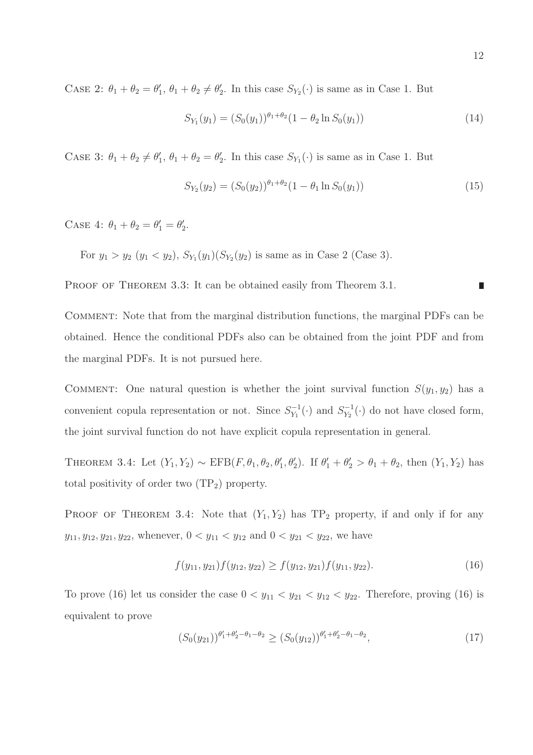Case 2: $\theta_1 + \theta_2 = \theta_1'$, $\theta_1 + \theta_2 \neq \theta_2'$. In this case $S_{Y_2}(\cdot)$ is same as in Case 1. But

$$S_{Y_1}(y_1) = (S_0(y_1))^{\theta_1+\theta_2}(1 - \theta_2 \ln S_0(y_1)) \tag{14}$$

Case 3: $\theta_1 + \theta_2 \neq \theta_1'$, $\theta_1 + \theta_2 = \theta_2'$. In this case $S_{Y_1}(\cdot)$ is same as in Case 1. But

$$S_{Y_2}(y_2) = (S_0(y_2))^{\theta_1+\theta_2}(1 - \theta_1 \ln S_0(y_1)) \tag{15}$$

Case 4: $\theta_1 + \theta_2 = \theta_1' = \theta_2'$.

For $y_1 > y_2$ ($y_1 < y_2$), $S_{Y_1}(y_1)(S_{Y_2}(y_2)$ is same as in Case 2 (Case 3).

Proof of Theorem 3.3: It can be obtained easily from Theorem 3.1. ∎

Comment: Note that from the marginal distribution functions, the marginal PDFs can be obtained. Hence the conditional PDFs also can be obtained from the joint PDF and from the marginal PDFs. It is not pursued here.

Comment: One natural question is whether the joint survival function $S(y_1, y_2)$ has a convenient copula representation or not. Since $S_{Y_1}^{-1}(\cdot)$ and $S_{Y_2}^{-1}(\cdot)$ do not have closed form, the joint survival function do not have explicit copula representation in general.

Theorem 3.4: Let $(Y_1, Y_2) \sim \text{EFB}(F, \theta_1, \theta_2, \theta_1', \theta_2')$. If $\theta_1' + \theta_2' > \theta_1 + \theta_2$, then $(Y_1, Y_2)$ has total positivity of order two ($\text{TP}_2$) property.

Proof of Theorem 3.4: Note that $(Y_1, Y_2)$ has $\text{TP}_2$ property, if and only if for any $y_{11}, y_{12}, y_{21}, y_{22}$, whenever, $0 < y_{11} < y_{12}$ and $0 < y_{21} < y_{22}$, we have

$$f(y_{11}, y_{21})f(y_{12}, y_{22}) \geq f(y_{12}, y_{21})f(y_{11}, y_{22}). \tag{16}$$

To prove (16) let us consider the case $0 < y_{11} < y_{21} < y_{12} < y_{22}$. Therefore, proving (16) is equivalent to prove

$$(S_0(y_{21}))^{\theta_1'+\theta_2'-\theta_1-\theta_2} \geq (S_0(y_{12}))^{\theta_1'+\theta_2'-\theta_1-\theta_2}, \tag{17}$$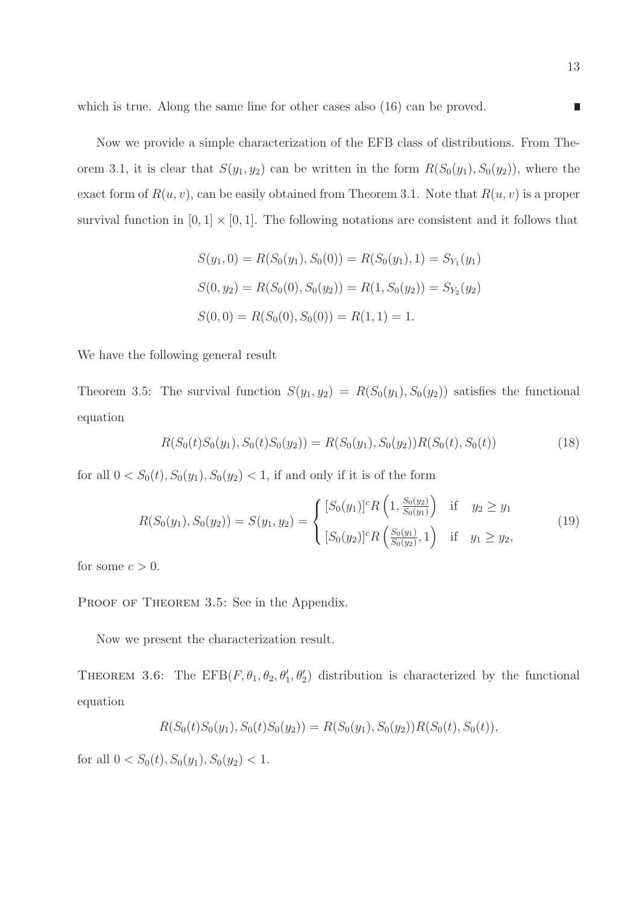which is true. Along the same line for other cases also (16) can be proved. ■

Now we provide a simple characterization of the EFB class of distributions. From Theorem 3.1, it is clear that $S(y_1, y_2)$ can be written in the form $R(S_0(y_1), S_0(y_2))$, where the exact form of $R(u, v)$, can be easily obtained from Theorem 3.1. Note that $R(u, v)$ is a proper survival function in $[0, 1] \times [0, 1]$. The following notations are consistent and it follows that

$$
\begin{aligned}
S(y_1, 0) &= R(S_0(y_1), S_0(0)) = R(S_0(y_1), 1) = S_{Y_1}(y_1) \\
S(0, y_2) &= R(S_0(0), S_0(y_2)) = R(1, S_0(y_2)) = S_{Y_2}(y_2) \\
S(0, 0) &= R(S_0(0), S_0(0)) = R(1, 1) = 1.
\end{aligned}
$$

We have the following general result

Theorem 3.5: The survival function $S(y_1, y_2) = R(S_0(y_1), S_0(y_2))$ satisfies the functional equation

$$
R(S_0(t)S_0(y_1), S_0(t)S_0(y_2)) = R(S_0(y_1), S_0(y_2))R(S_0(t), S_0(t)) \tag{18}
$$

for all $0 < S_0(t), S_0(y_1), S_0(y_2) < 1$, if and only if it is of the form

$$
R(S_0(y_1), S_0(y_2)) = S(y_1, y_2) = \begin{cases} [S_0(y_1)]^c R\left(1, \frac{S_0(y_2)}{S_0(y_1)}\right) & \text{if} \quad y_2 \geq y_1 \\ [S_0(y_2)]^c R\left(\frac{S_0(y_1)}{S_0(y_2)}, 1\right) & \text{if} \quad y_1 \geq y_2, \end{cases} \tag{19}
$$

for some $c > 0$.

Proof of Theorem 3.5: See in the Appendix.

Now we present the characterization result.

Theorem 3.6: The EFB$(F, \theta_1, \theta_2, \theta_1', \theta_2')$ distribution is characterized by the functional equation

$$
R(S_0(t)S_0(y_1), S_0(t)S_0(y_2)) = R(S_0(y_1), S_0(y_2))R(S_0(t), S_0(t)),
$$

for all $0 < S_0(t), S_0(y_1), S_0(y_2) < 1$.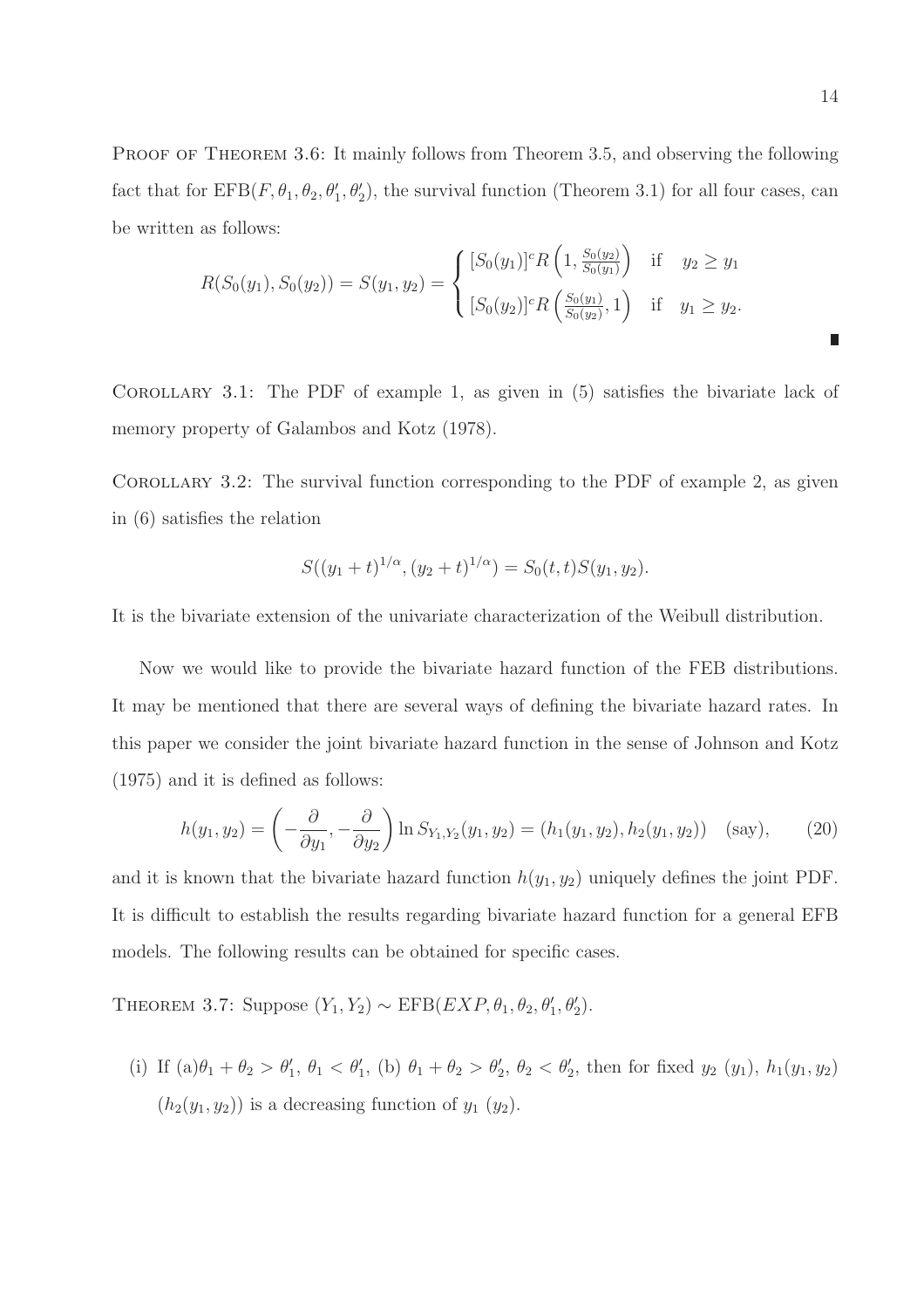PROOF OF THEOREM 3.6: It mainly follows from Theorem 3.5, and observing the following fact that for $\text{EFB}(F, \theta_1, \theta_2, \theta_1', \theta_2')$, the survival function (Theorem 3.1) for all four cases, can be written as follows:

$$R(S_0(y_1), S_0(y_2)) = S(y_1, y_2) = \begin{cases} [S_0(y_1)]^c R\left(1, \frac{S_0(y_2)}{S_0(y_1)}\right) & \text{if} \quad y_2 \geq y_1 \\ [S_0(y_2)]^c R\left(\frac{S_0(y_1)}{S_0(y_2)}, 1\right) & \text{if} \quad y_1 \geq y_2. \end{cases}$$

∎

COROLLARY 3.1: The PDF of example 1, as given in (5) satisfies the bivariate lack of memory property of Galambos and Kotz (1978).

COROLLARY 3.2: The survival function corresponding to the PDF of example 2, as given in (6) satisfies the relation

$$S((y_1 + t)^{1/\alpha}, (y_2 + t)^{1/\alpha}) = S_0(t, t) S(y_1, y_2).$$

It is the bivariate extension of the univariate characterization of the Weibull distribution.

Now we would like to provide the bivariate hazard function of the FEB distributions. It may be mentioned that there are several ways of defining the bivariate hazard rates. In this paper we consider the joint bivariate hazard function in the sense of Johnson and Kotz (1975) and it is defined as follows:

$$h(y_1, y_2) = \left(-\frac{\partial}{\partial y_1}, -\frac{\partial}{\partial y_2}\right) \ln S_{Y_1, Y_2}(y_1, y_2) = (h_1(y_1, y_2), h_2(y_1, y_2)) \quad \text{(say)}, \qquad (20)$$

and it is known that the bivariate hazard function $h(y_1, y_2)$ uniquely defines the joint PDF. It is difficult to establish the results regarding bivariate hazard function for a general EFB models. The following results can be obtained for specific cases.

THEOREM 3.7: Suppose $(Y_1, Y_2) \sim \text{EFB}(EXP, \theta_1, \theta_2, \theta_1', \theta_2')$.

(i) If (a)$\theta_1 + \theta_2 > \theta_1'$, $\theta_1 < \theta_1'$, (b) $\theta_1 + \theta_2 > \theta_2'$, $\theta_2 < \theta_2'$, then for fixed $y_2$ $(y_1)$, $h_1(y_1, y_2)$ $(h_2(y_1, y_2))$ is a decreasing function of $y_1$ $(y_2)$.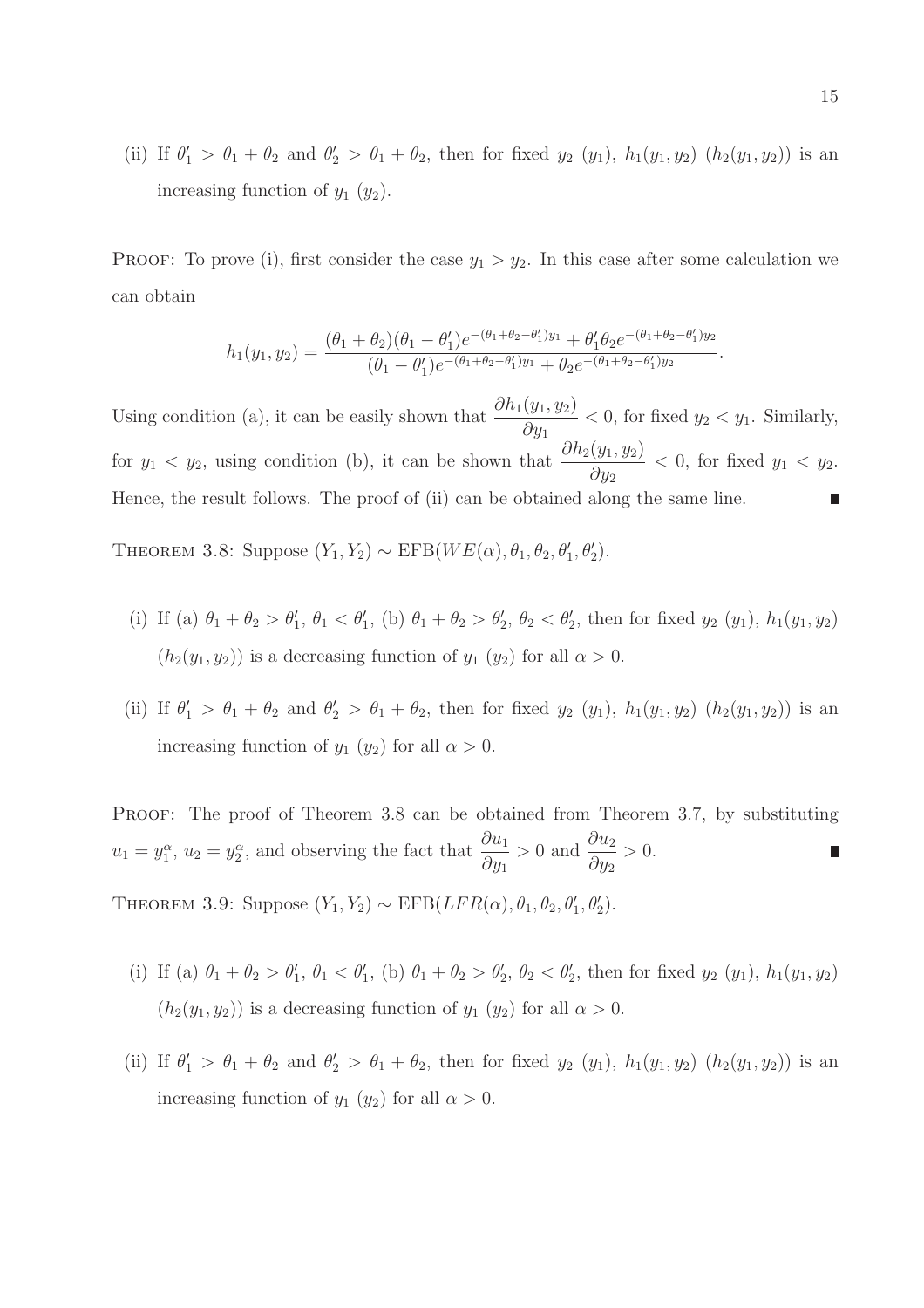(ii) If $\theta_1' > \theta_1 + \theta_2$ and $\theta_2' > \theta_1 + \theta_2$, then for fixed $y_2$ ($y_1$), $h_1(y_1, y_2)$ ($h_2(y_1, y_2)$) is an increasing function of $y_1$ ($y_2$).

PROOF: To prove (i), first consider the case $y_1 > y_2$. In this case after some calculation we can obtain

$$h_1(y_1, y_2) = \frac{(\theta_1 + \theta_2)(\theta_1 - \theta_1')e^{-(\theta_1+\theta_2-\theta_1')y_1} + \theta_1'\theta_2 e^{-(\theta_1+\theta_2-\theta_1')y_2}}{(\theta_1 - \theta_1')e^{-(\theta_1+\theta_2-\theta_1')y_1} + \theta_2 e^{-(\theta_1+\theta_2-\theta_1')y_2}}.$$

Using condition (a), it can be easily shown that $\dfrac{\partial h_1(y_1, y_2)}{\partial y_1} < 0$, for fixed $y_2 < y_1$. Similarly, for $y_1 < y_2$, using condition (b), it can be shown that $\dfrac{\partial h_2(y_1, y_2)}{\partial y_2} < 0$, for fixed $y_1 < y_2$. Hence, the result follows. The proof of (ii) can be obtained along the same line. ∎

THEOREM 3.8: Suppose $(Y_1, Y_2) \sim \text{EFB}(WE(\alpha), \theta_1, \theta_2, \theta_1', \theta_2')$.

(i) If (a) $\theta_1 + \theta_2 > \theta_1'$, $\theta_1 < \theta_1'$, (b) $\theta_1 + \theta_2 > \theta_2'$, $\theta_2 < \theta_2'$, then for fixed $y_2$ ($y_1$), $h_1(y_1, y_2)$ ($h_2(y_1, y_2)$) is a decreasing function of $y_1$ ($y_2$) for all $\alpha > 0$.

(ii) If $\theta_1' > \theta_1 + \theta_2$ and $\theta_2' > \theta_1 + \theta_2$, then for fixed $y_2$ ($y_1$), $h_1(y_1, y_2)$ ($h_2(y_1, y_2)$) is an increasing function of $y_1$ ($y_2$) for all $\alpha > 0$.

PROOF: The proof of Theorem 3.8 can be obtained from Theorem 3.7, by substituting $u_1 = y_1^\alpha$, $u_2 = y_2^\alpha$, and observing the fact that $\dfrac{\partial u_1}{\partial y_1} > 0$ and $\dfrac{\partial u_2}{\partial y_2} > 0$. ∎

THEOREM 3.9: Suppose $(Y_1, Y_2) \sim \text{EFB}(LFR(\alpha), \theta_1, \theta_2, \theta_1', \theta_2')$.

(i) If (a) $\theta_1 + \theta_2 > \theta_1'$, $\theta_1 < \theta_1'$, (b) $\theta_1 + \theta_2 > \theta_2'$, $\theta_2 < \theta_2'$, then for fixed $y_2$ ($y_1$), $h_1(y_1, y_2)$ ($h_2(y_1, y_2)$) is a decreasing function of $y_1$ ($y_2$) for all $\alpha > 0$.

(ii) If $\theta_1' > \theta_1 + \theta_2$ and $\theta_2' > \theta_1 + \theta_2$, then for fixed $y_2$ ($y_1$), $h_1(y_1, y_2)$ ($h_2(y_1, y_2)$) is an increasing function of $y_1$ ($y_2$) for all $\alpha > 0$.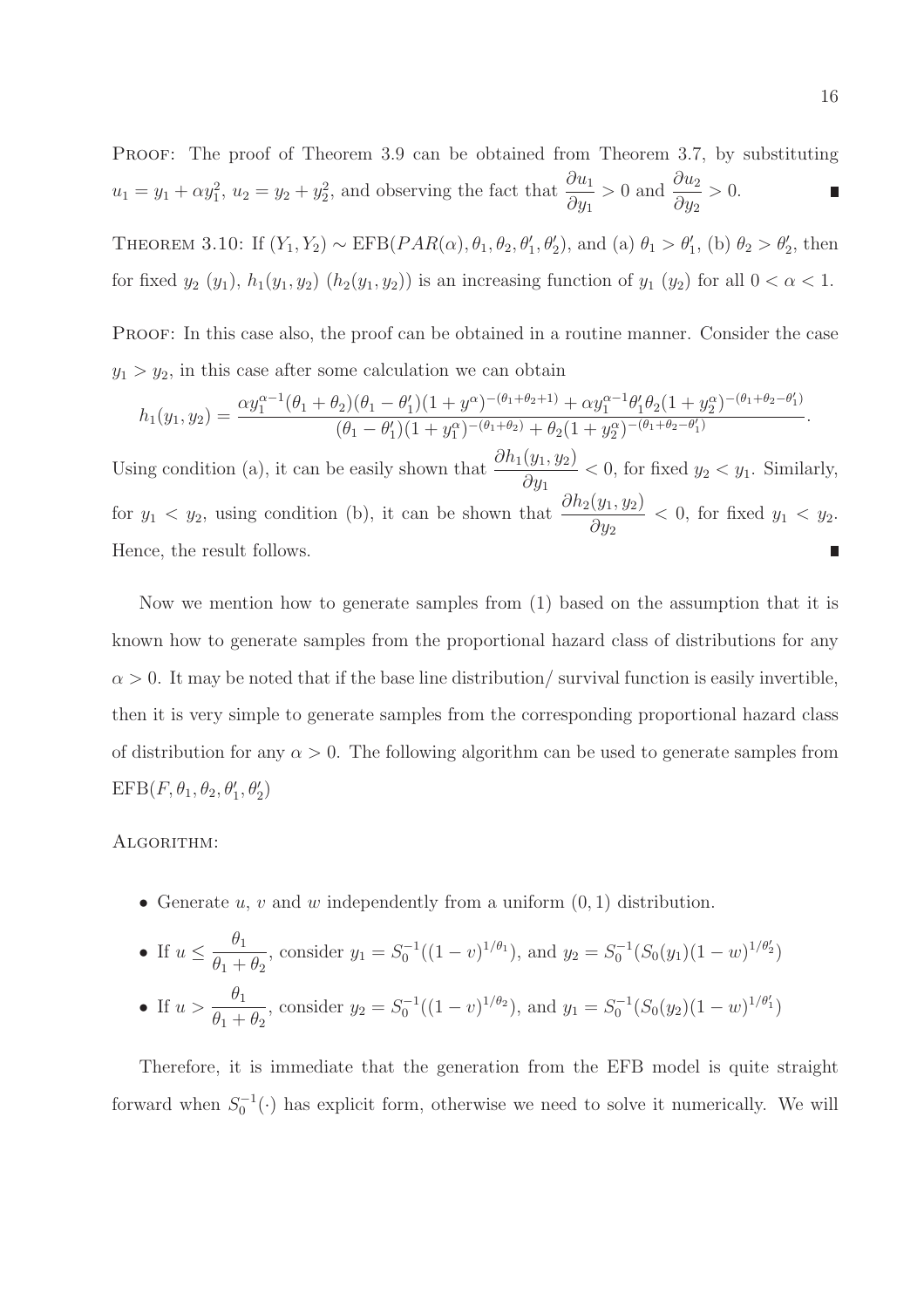PROOF: The proof of Theorem 3.9 can be obtained from Theorem 3.7, by substituting $u_1 = y_1 + \alpha y_1^2$, $u_2 = y_2 + y_2^2$, and observing the fact that $\dfrac{\partial u_1}{\partial y_1} > 0$ and $\dfrac{\partial u_2}{\partial y_2} > 0$. ∎

THEOREM 3.10: If $(Y_1, Y_2) \sim \text{EFB}(PAR(\alpha), \theta_1, \theta_2, \theta_1', \theta_2')$, and (a) $\theta_1 > \theta_1'$, (b) $\theta_2 > \theta_2'$, then for fixed $y_2$ $(y_1)$, $h_1(y_1, y_2)$ $(h_2(y_1, y_2))$ is an increasing function of $y_1$ $(y_2)$ for all $0 < \alpha < 1$.

PROOF: In this case also, the proof can be obtained in a routine manner. Consider the case $y_1 > y_2$, in this case after some calculation we can obtain

$$h_1(y_1, y_2) = \frac{\alpha y_1^{\alpha-1}(\theta_1 + \theta_2)(\theta_1 - \theta_1')(1 + y^{\alpha})^{-(\theta_1+\theta_2+1)} + \alpha y_1^{\alpha-1}\theta_1'\theta_2(1 + y_2^{\alpha})^{-(\theta_1+\theta_2-\theta_1')}}{(\theta_1 - \theta_1')(1 + y_1^{\alpha})^{-(\theta_1+\theta_2)} + \theta_2(1 + y_2^{\alpha})^{-(\theta_1+\theta_2-\theta_1')}}.$$

Using condition (a), it can be easily shown that $\dfrac{\partial h_1(y_1, y_2)}{\partial y_1} < 0$, for fixed $y_2 < y_1$. Similarly, for $y_1 < y_2$, using condition (b), it can be shown that $\dfrac{\partial h_2(y_1, y_2)}{\partial y_2} < 0$, for fixed $y_1 < y_2$. Hence, the result follows. ∎

Now we mention how to generate samples from (1) based on the assumption that it is known how to generate samples from the proportional hazard class of distributions for any $\alpha > 0$. It may be noted that if the base line distribution/ survival function is easily invertible, then it is very simple to generate samples from the corresponding proportional hazard class of distribution for any $\alpha > 0$. The following algorithm can be used to generate samples from $\text{EFB}(F, \theta_1, \theta_2, \theta_1', \theta_2')$

ALGORITHM:

- Generate $u$, $v$ and $w$ independently from a uniform $(0, 1)$ distribution.
- If $u \leq \dfrac{\theta_1}{\theta_1 + \theta_2}$, consider $y_1 = S_0^{-1}((1 - v)^{1/\theta_1})$, and $y_2 = S_0^{-1}(S_0(y_1)(1 - w)^{1/\theta_2'})$
- If $u > \dfrac{\theta_1}{\theta_1 + \theta_2}$, consider $y_2 = S_0^{-1}((1 - v)^{1/\theta_2})$, and $y_1 = S_0^{-1}(S_0(y_2)(1 - w)^{1/\theta_1'})$

Therefore, it is immediate that the generation from the EFB model is quite straight forward when $S_0^{-1}(\cdot)$ has explicit form, otherwise we need to solve it numerically. We will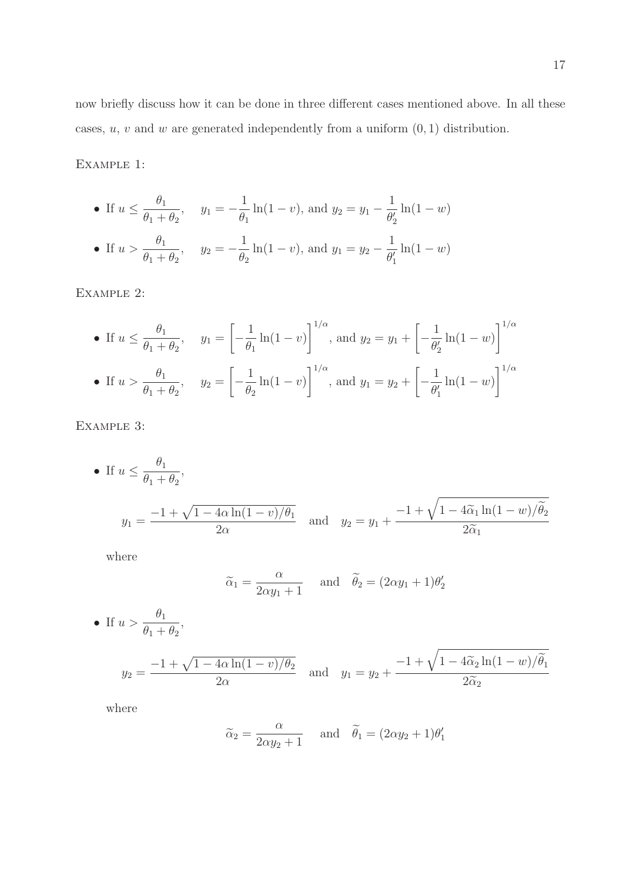now briefly discuss how it can be done in three different cases mentioned above. In all these cases, $u$, $v$ and $w$ are generated independently from a uniform $(0,1)$ distribution.

EXAMPLE 1:

- If $u \leq \dfrac{\theta_1}{\theta_1+\theta_2}$, $\quad y_1 = -\dfrac{1}{\theta_1}\ln(1-v)$, and $y_2 = y_1 - \dfrac{1}{\theta_2'}\ln(1-w)$
- If $u > \dfrac{\theta_1}{\theta_1+\theta_2}$, $\quad y_2 = -\dfrac{1}{\theta_2}\ln(1-v)$, and $y_1 = y_2 - \dfrac{1}{\theta_1'}\ln(1-w)$

EXAMPLE 2:

- If $u \leq \dfrac{\theta_1}{\theta_1+\theta_2}$, $\quad y_1 = \left[-\dfrac{1}{\theta_1}\ln(1-v)\right]^{1/\alpha}$, and $y_2 = y_1 + \left[-\dfrac{1}{\theta_2'}\ln(1-w)\right]^{1/\alpha}$
- If $u > \dfrac{\theta_1}{\theta_1+\theta_2}$, $\quad y_2 = \left[-\dfrac{1}{\theta_2}\ln(1-v)\right]^{1/\alpha}$, and $y_1 = y_2 + \left[-\dfrac{1}{\theta_1'}\ln(1-w)\right]^{1/\alpha}$

EXAMPLE 3:

- If $u \leq \dfrac{\theta_1}{\theta_1+\theta_2}$,

$$y_1 = \frac{-1+\sqrt{1-4\alpha\ln(1-v)/\theta_1}}{2\alpha} \quad \text{and} \quad y_2 = y_1 + \frac{-1+\sqrt{1-4\widetilde{\alpha}_1\ln(1-w)/\widetilde{\theta}_2}}{2\widetilde{\alpha}_1}$$

where

$$\widetilde{\alpha}_1 = \frac{\alpha}{2\alpha y_1 + 1} \quad \text{and} \quad \widetilde{\theta}_2 = (2\alpha y_1 + 1)\theta_2'$$

- If $u > \dfrac{\theta_1}{\theta_1+\theta_2}$,

$$y_2 = \frac{-1+\sqrt{1-4\alpha\ln(1-v)/\theta_2}}{2\alpha} \quad \text{and} \quad y_1 = y_2 + \frac{-1+\sqrt{1-4\widetilde{\alpha}_2\ln(1-w)/\widetilde{\theta}_1}}{2\widetilde{\alpha}_2}$$

where

$$\widetilde{\alpha}_2 = \frac{\alpha}{2\alpha y_2 + 1} \quad \text{and} \quad \widetilde{\theta}_1 = (2\alpha y_2 + 1)\theta_1'$$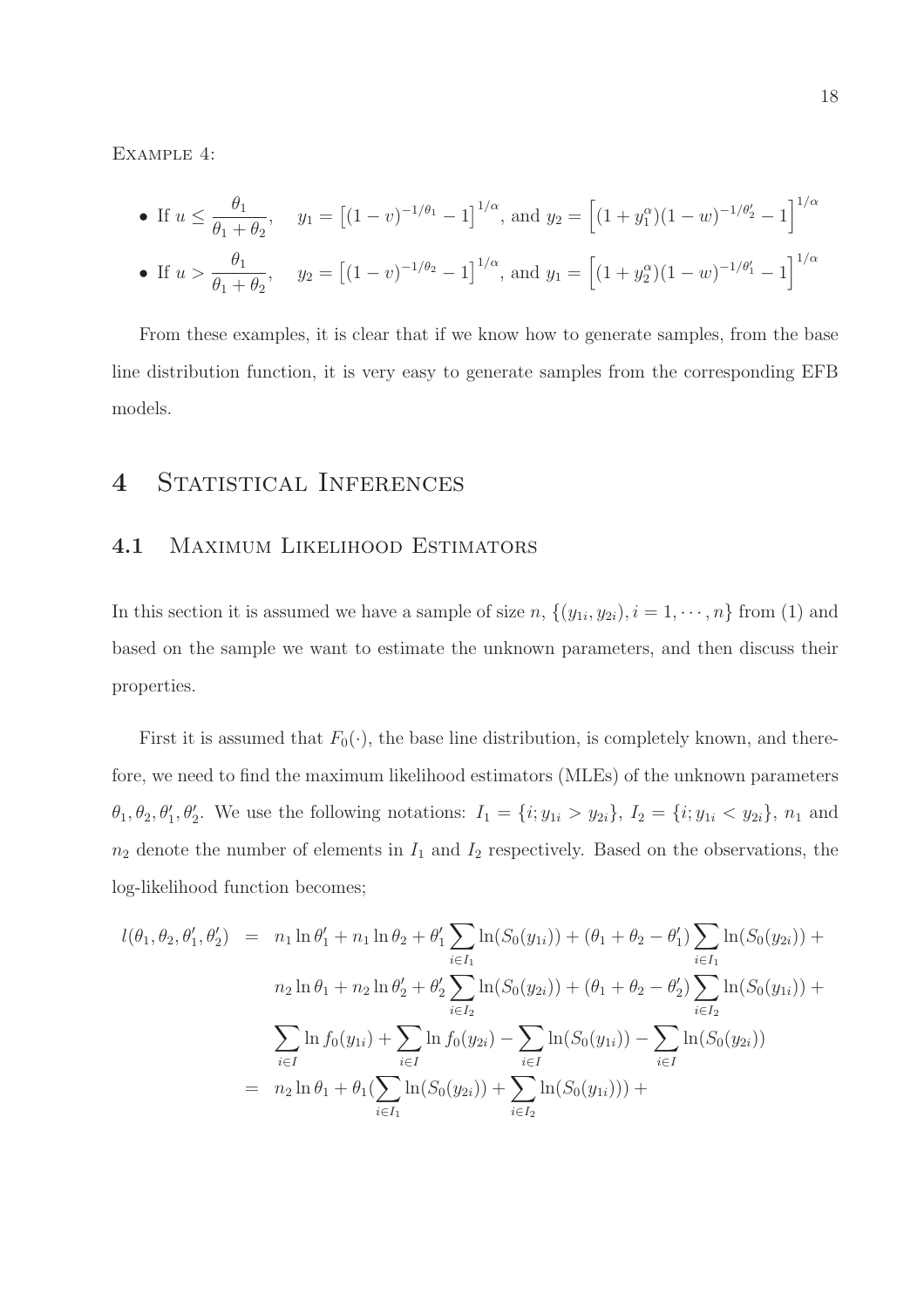Example 4:

- If $u \le \dfrac{\theta_1}{\theta_1+\theta_2}$, $\quad y_1 = \left[(1-v)^{-1/\theta_1} - 1\right]^{1/\alpha}$, and $y_2 = \left[(1+y_1^\alpha)(1-w)^{-1/\theta_2'} - 1\right]^{1/\alpha}$
- If $u > \dfrac{\theta_1}{\theta_1+\theta_2}$, $\quad y_2 = \left[(1-v)^{-1/\theta_2} - 1\right]^{1/\alpha}$, and $y_1 = \left[(1+y_2^\alpha)(1-w)^{-1/\theta_1'} - 1\right]^{1/\alpha}$

From these examples, it is clear that if we know how to generate samples, from the base line distribution function, it is very easy to generate samples from the corresponding EFB models.

## 4 Statistical Inferences

### 4.1 Maximum Likelihood Estimators

In this section it is assumed we have a sample of size $n$, $\{(y_{1i}, y_{2i}), i = 1, \cdots, n\}$ from (1) and based on the sample we want to estimate the unknown parameters, and then discuss their properties.

First it is assumed that $F_0(\cdot)$, the base line distribution, is completely known, and therefore, we need to find the maximum likelihood estimators (MLEs) of the unknown parameters $\theta_1, \theta_2, \theta_1', \theta_2'$. We use the following notations: $I_1 = \{i; y_{1i} > y_{2i}\}$, $I_2 = \{i; y_{1i} < y_{2i}\}$, $n_1$ and $n_2$ denote the number of elements in $I_1$ and $I_2$ respectively. Based on the observations, the log-likelihood function becomes;

$$
\begin{aligned}
l(\theta_1, \theta_2, \theta_1', \theta_2') &= n_1 \ln \theta_1' + n_1 \ln \theta_2 + \theta_1' \sum_{i \in I_1} \ln(S_0(y_{1i})) + (\theta_1 + \theta_2 - \theta_1') \sum_{i \in I_1} \ln(S_0(y_{2i})) + \\
&\quad n_2 \ln \theta_1 + n_2 \ln \theta_2' + \theta_2' \sum_{i \in I_2} \ln(S_0(y_{2i})) + (\theta_1 + \theta_2 - \theta_2') \sum_{i \in I_2} \ln(S_0(y_{1i})) + \\
&\quad \sum_{i \in I} \ln f_0(y_{1i}) + \sum_{i \in I} \ln f_0(y_{2i}) - \sum_{i \in I} \ln(S_0(y_{1i})) - \sum_{i \in I} \ln(S_0(y_{2i})) \\
&= n_2 \ln \theta_1 + \theta_1 (\sum_{i \in I_1} \ln(S_0(y_{2i})) + \sum_{i \in I_2} \ln(S_0(y_{1i}))) +
\end{aligned}
$$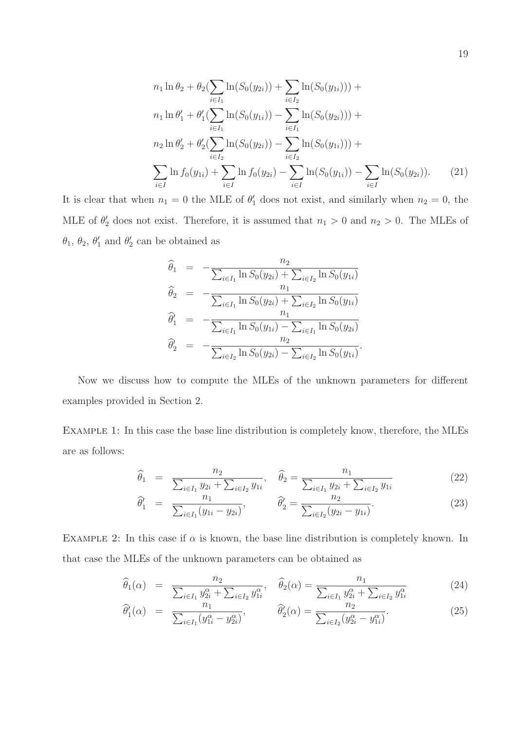$$
\begin{aligned}
& n_1 \ln \theta_2 + \theta_2 (\sum_{i \in I_1} \ln(S_0(y_{2i})) + \sum_{i \in I_2} \ln(S_0(y_{1i}))) + \\
& n_1 \ln \theta_1' + \theta_1' (\sum_{i \in I_1} \ln(S_0(y_{1i})) - \sum_{i \in I_1} \ln(S_0(y_{2i}))) + \\
& n_2 \ln \theta_2' + \theta_2' (\sum_{i \in I_2} \ln(S_0(y_{2i})) - \sum_{i \in I_2} \ln(S_0(y_{1i}))) + \\
& \sum_{i \in I} \ln f_0(y_{1i}) + \sum_{i \in I} \ln f_0(y_{2i}) - \sum_{i \in I} \ln(S_0(y_{1i})) - \sum_{i \in I} \ln(S_0(y_{2i})). \qquad (21)
\end{aligned}
$$

It is clear that when $n_1 = 0$ the MLE of $\theta_1'$ does not exist, and similarly when $n_2 = 0$, the MLE of $\theta_2'$ does not exist. Therefore, it is assumed that $n_1 > 0$ and $n_2 > 0$. The MLEs of $\theta_1$, $\theta_2$, $\theta_1'$ and $\theta_2'$ can be obtained as

$$
\begin{aligned}
\widehat{\theta}_1 &= -\frac{n_2}{\sum_{i \in I_1} \ln S_0(y_{2i}) + \sum_{i \in I_2} \ln S_0(y_{1i})} \\
\widehat{\theta}_2 &= -\frac{n_1}{\sum_{i \in I_1} \ln S_0(y_{2i}) + \sum_{i \in I_2} \ln S_0(y_{1i})} \\
\widehat{\theta}_1' &= -\frac{n_1}{\sum_{i \in I_1} \ln S_0(y_{1i}) - \sum_{i \in I_1} \ln S_0(y_{2i})} \\
\widehat{\theta}_2' &= -\frac{n_2}{\sum_{i \in I_2} \ln S_0(y_{2i}) - \sum_{i \in I_2} \ln S_0(y_{1i})}.
\end{aligned}
$$

Now we discuss how to compute the MLEs of the unknown parameters for different examples provided in Section 2.

Example 1: In this case the base line distribution is completely know, therefore, the MLEs are as follows:

$$
\widehat{\theta}_1 = \frac{n_2}{\sum_{i \in I_1} y_{2i} + \sum_{i \in I_2} y_{1i}}, \quad \widehat{\theta}_2 = \frac{n_1}{\sum_{i \in I_1} y_{2i} + \sum_{i \in I_2} y_{1i}} \qquad (22)
$$

$$
\widehat{\theta}_1' = \frac{n_1}{\sum_{i \in I_1} (y_{1i} - y_{2i})}, \qquad \widehat{\theta}_2' = \frac{n_2}{\sum_{i \in I_2} (y_{2i} - y_{1i})}. \qquad (23)
$$

Example 2: In this case if $\alpha$ is known, the base line distribution is completely known. In that case the MLEs of the unknown parameters can be obtained as

$$
\widehat{\theta}_1(\alpha) = \frac{n_2}{\sum_{i \in I_1} y_{2i}^{\alpha} + \sum_{i \in I_2} y_{1i}^{\alpha}}, \quad \widehat{\theta}_2(\alpha) = \frac{n_1}{\sum_{i \in I_1} y_{2i}^{\alpha} + \sum_{i \in I_2} y_{1i}^{\alpha}} \qquad (24)
$$

$$
\widehat{\theta}_1'(\alpha) = \frac{n_1}{\sum_{i \in I_1} (y_{1i}^{\alpha} - y_{2i}^{\alpha})}, \qquad \widehat{\theta}_2'(\alpha) = \frac{n_2}{\sum_{i \in I_2} (y_{2i}^{\alpha} - y_{1i}^{\alpha})}. \qquad (25)
$$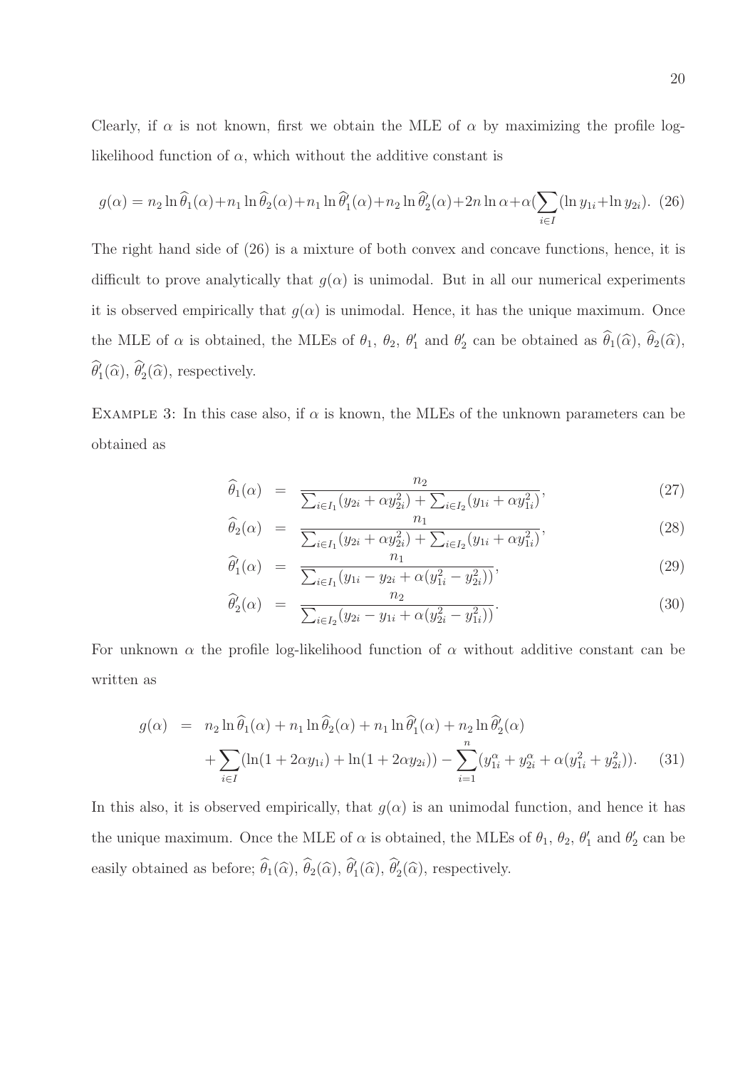Clearly, if $\alpha$ is not known, first we obtain the MLE of $\alpha$ by maximizing the profile log-likelihood function of $\alpha$, which without the additive constant is

$$g(\alpha) = n_2 \ln \widehat{\theta}_1(\alpha) + n_1 \ln \widehat{\theta}_2(\alpha) + n_1 \ln \widehat{\theta}'_1(\alpha) + n_2 \ln \widehat{\theta}'_2(\alpha) + 2n \ln \alpha + \alpha (\sum_{i \in I} (\ln y_{1i} + \ln y_{2i}). \quad (26)$$

The right hand side of (26) is a mixture of both convex and concave functions, hence, it is difficult to prove analytically that $g(\alpha)$ is unimodal. But in all our numerical experiments it is observed empirically that $g(\alpha)$ is unimodal. Hence, it has the unique maximum. Once the MLE of $\alpha$ is obtained, the MLEs of $\theta_1$, $\theta_2$, $\theta'_1$ and $\theta'_2$ can be obtained as $\widehat{\theta}_1(\widehat{\alpha})$, $\widehat{\theta}_2(\widehat{\alpha})$, $\widehat{\theta}'_1(\widehat{\alpha})$, $\widehat{\theta}'_2(\widehat{\alpha})$, respectively.

Example 3: In this case also, if $\alpha$ is known, the MLEs of the unknown parameters can be obtained as

$$\widehat{\theta}_1(\alpha) = \frac{n_2}{\sum_{i \in I_1} (y_{2i} + \alpha y_{2i}^2) + \sum_{i \in I_2} (y_{1i} + \alpha y_{1i}^2)}, \quad (27)$$

$$\widehat{\theta}_2(\alpha) = \frac{n_1}{\sum_{i \in I_1} (y_{2i} + \alpha y_{2i}^2) + \sum_{i \in I_2} (y_{1i} + \alpha y_{1i}^2)}, \quad (28)$$

$$\widehat{\theta}'_1(\alpha) = \frac{n_1}{\sum_{i \in I_1} (y_{1i} - y_{2i} + \alpha (y_{1i}^2 - y_{2i}^2))}, \quad (29)$$

$$\widehat{\theta}'_2(\alpha) = \frac{n_2}{\sum_{i \in I_2} (y_{2i} - y_{1i} + \alpha (y_{2i}^2 - y_{1i}^2))}. \quad (30)$$

For unknown $\alpha$ the profile log-likelihood function of $\alpha$ without additive constant can be written as

$$\begin{aligned} g(\alpha) &= n_2 \ln \widehat{\theta}_1(\alpha) + n_1 \ln \widehat{\theta}_2(\alpha) + n_1 \ln \widehat{\theta}'_1(\alpha) + n_2 \ln \widehat{\theta}'_2(\alpha) \\ &\quad + \sum_{i \in I} (\ln(1 + 2\alpha y_{1i}) + \ln(1 + 2\alpha y_{2i})) - \sum_{i=1}^{n} (y_{1i}^{\alpha} + y_{2i}^{\alpha} + \alpha (y_{1i}^2 + y_{2i}^2)). \end{aligned} \quad (31)$$

In this also, it is observed empirically, that $g(\alpha)$ is an unimodal function, and hence it has the unique maximum. Once the MLE of $\alpha$ is obtained, the MLEs of $\theta_1$, $\theta_2$, $\theta'_1$ and $\theta'_2$ can be easily obtained as before; $\widehat{\theta}_1(\widehat{\alpha})$, $\widehat{\theta}_2(\widehat{\alpha})$, $\widehat{\theta}'_1(\widehat{\alpha})$, $\widehat{\theta}'_2(\widehat{\alpha})$, respectively.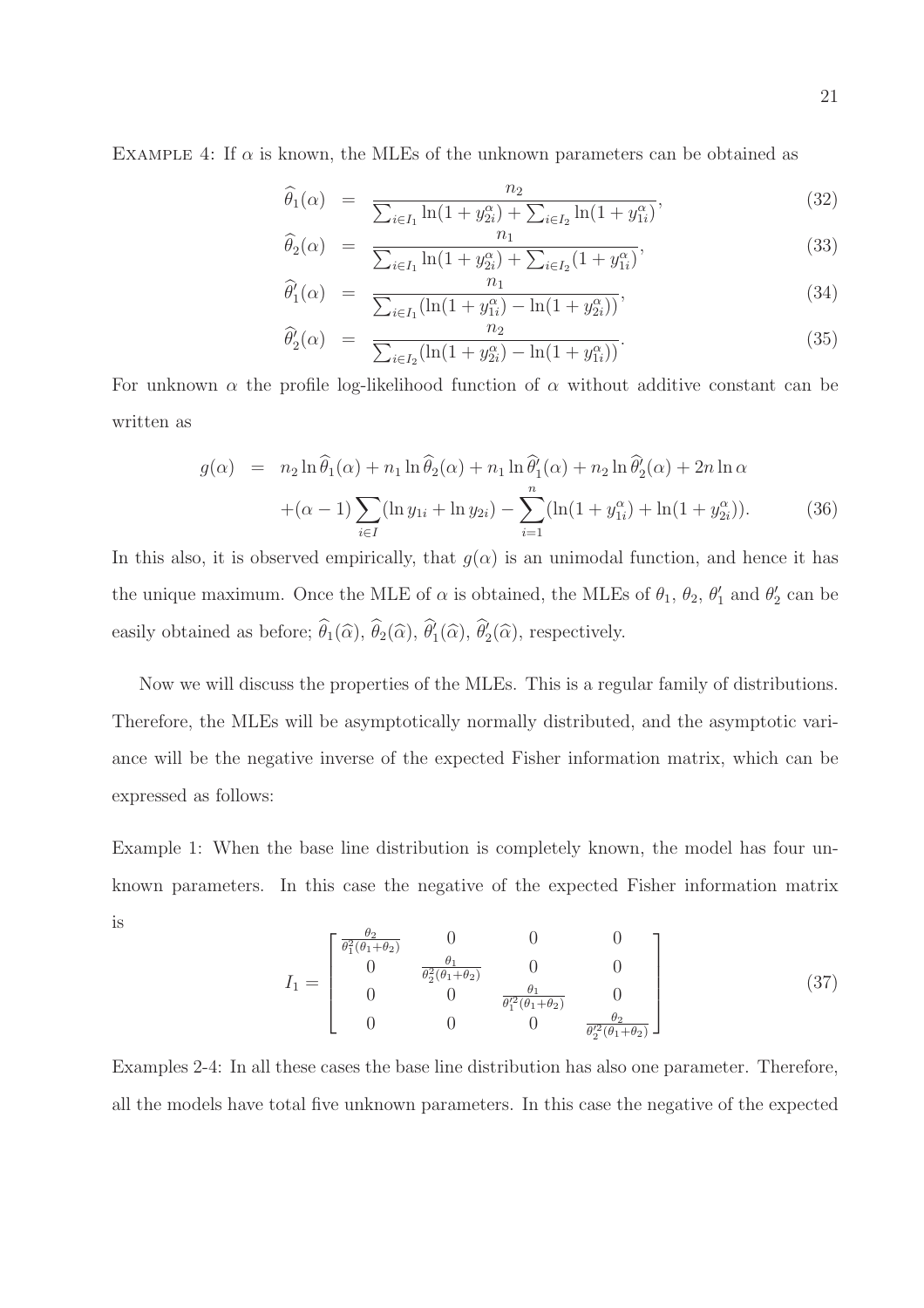EXAMPLE 4: If $\alpha$ is known, the MLEs of the unknown parameters can be obtained as

$$\widehat{\theta}_1(\alpha) = \frac{n_2}{\sum_{i \in I_1} \ln(1+y_{2i}^{\alpha}) + \sum_{i \in I_2} \ln(1+y_{1i}^{\alpha})}, \tag{32}$$

$$\widehat{\theta}_2(\alpha) = \frac{n_1}{\sum_{i \in I_1} \ln(1+y_{2i}^{\alpha}) + \sum_{i \in I_2} (1+y_{1i}^{\alpha})}, \tag{33}$$

$$\widehat{\theta}_1'(\alpha) = \frac{n_1}{\sum_{i \in I_1} (\ln(1+y_{1i}^{\alpha}) - \ln(1+y_{2i}^{\alpha}))}, \tag{34}$$

$$\widehat{\theta}_2'(\alpha) = \frac{n_2}{\sum_{i \in I_2} (\ln(1+y_{2i}^{\alpha}) - \ln(1+y_{1i}^{\alpha}))}. \tag{35}$$

For unknown $\alpha$ the profile log-likelihood function of $\alpha$ without additive constant can be written as

$$\begin{aligned} g(\alpha) &= n_2 \ln \widehat{\theta}_1(\alpha) + n_1 \ln \widehat{\theta}_2(\alpha) + n_1 \ln \widehat{\theta}_1'(\alpha) + n_2 \ln \widehat{\theta}_2'(\alpha) + 2n \ln \alpha \\ &\quad + (\alpha - 1) \sum_{i \in I} (\ln y_{1i} + \ln y_{2i}) - \sum_{i=1}^{n} (\ln(1+y_{1i}^{\alpha}) + \ln(1+y_{2i}^{\alpha})). \end{aligned} \tag{36}$$

In this also, it is observed empirically, that $g(\alpha)$ is an unimodal function, and hence it has the unique maximum. Once the MLE of $\alpha$ is obtained, the MLEs of $\theta_1$, $\theta_2$, $\theta_1'$ and $\theta_2'$ can be easily obtained as before; $\widehat{\theta}_1(\widehat{\alpha})$, $\widehat{\theta}_2(\widehat{\alpha})$, $\widehat{\theta}_1'(\widehat{\alpha})$, $\widehat{\theta}_2'(\widehat{\alpha})$, respectively.

Now we will discuss the properties of the MLEs. This is a regular family of distributions. Therefore, the MLEs will be asymptotically normally distributed, and the asymptotic variance will be the negative inverse of the expected Fisher information matrix, which can be expressed as follows:

Example 1: When the base line distribution is completely known, the model has four unknown parameters. In this case the negative of the expected Fisher information matrix is

$$I_1 = \begin{bmatrix} \frac{\theta_2}{\theta_1^2(\theta_1+\theta_2)} & 0 & 0 & 0 \\ 0 & \frac{\theta_1}{\theta_2^2(\theta_1+\theta_2)} & 0 & 0 \\ 0 & 0 & \frac{\theta_1}{\theta_1'^2(\theta_1+\theta_2)} & 0 \\ 0 & 0 & 0 & \frac{\theta_2}{\theta_2'^2(\theta_1+\theta_2)} \end{bmatrix} \tag{37}$$

Examples 2-4: In all these cases the base line distribution has also one parameter. Therefore, all the models have total five unknown parameters. In this case the negative of the expected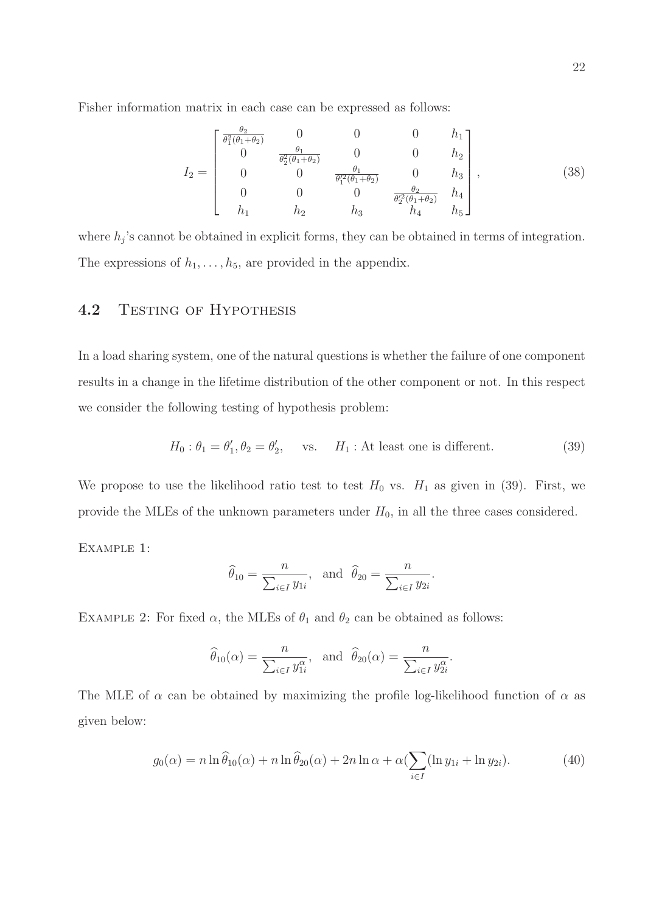Fisher information matrix in each case can be expressed as follows:

$$I_2 = \begin{bmatrix} \frac{\theta_2}{\theta_1^2(\theta_1+\theta_2)} & 0 & 0 & 0 & h_1 \\ 0 & \frac{\theta_1}{\theta_2^2(\theta_1+\theta_2)} & 0 & 0 & h_2 \\ 0 & 0 & \frac{\theta_1}{\theta_1'^2(\theta_1+\theta_2)} & 0 & h_3 \\ 0 & 0 & 0 & \frac{\theta_2}{\theta_2'^2(\theta_1+\theta_2)} & h_4 \\ h_1 & h_2 & h_3 & h_4 & h_5 \end{bmatrix}, \tag{38}$$

where $h_j$'s cannot be obtained in explicit forms, they can be obtained in terms of integration. The expressions of $h_1, \ldots, h_5$, are provided in the appendix.

## 4.2 Testing of Hypothesis

In a load sharing system, one of the natural questions is whether the failure of one component results in a change in the lifetime distribution of the other component or not. In this respect we consider the following testing of hypothesis problem:

$$H_0: \theta_1 = \theta_1', \theta_2 = \theta_2', \quad \text{vs.} \quad H_1: \text{At least one is different.} \tag{39}$$

We propose to use the likelihood ratio test to test $H_0$ vs. $H_1$ as given in (39). First, we provide the MLEs of the unknown parameters under $H_0$, in all the three cases considered.

Example 1:

$$\widehat{\theta}_{10} = \frac{n}{\sum_{i \in I} y_{1i}}, \quad \text{and} \quad \widehat{\theta}_{20} = \frac{n}{\sum_{i \in I} y_{2i}}.$$

Example 2: For fixed $\alpha$, the MLEs of $\theta_1$ and $\theta_2$ can be obtained as follows:

$$\widehat{\theta}_{10}(\alpha) = \frac{n}{\sum_{i \in I} y_{1i}^{\alpha}}, \quad \text{and} \quad \widehat{\theta}_{20}(\alpha) = \frac{n}{\sum_{i \in I} y_{2i}^{\alpha}}.$$

The MLE of $\alpha$ can be obtained by maximizing the profile log-likelihood function of $\alpha$ as given below:

$$g_0(\alpha) = n \ln \widehat{\theta}_{10}(\alpha) + n \ln \widehat{\theta}_{20}(\alpha) + 2n \ln \alpha + \alpha\left(\sum_{i \in I}(\ln y_{1i} + \ln y_{2i}\right). \tag{40}$$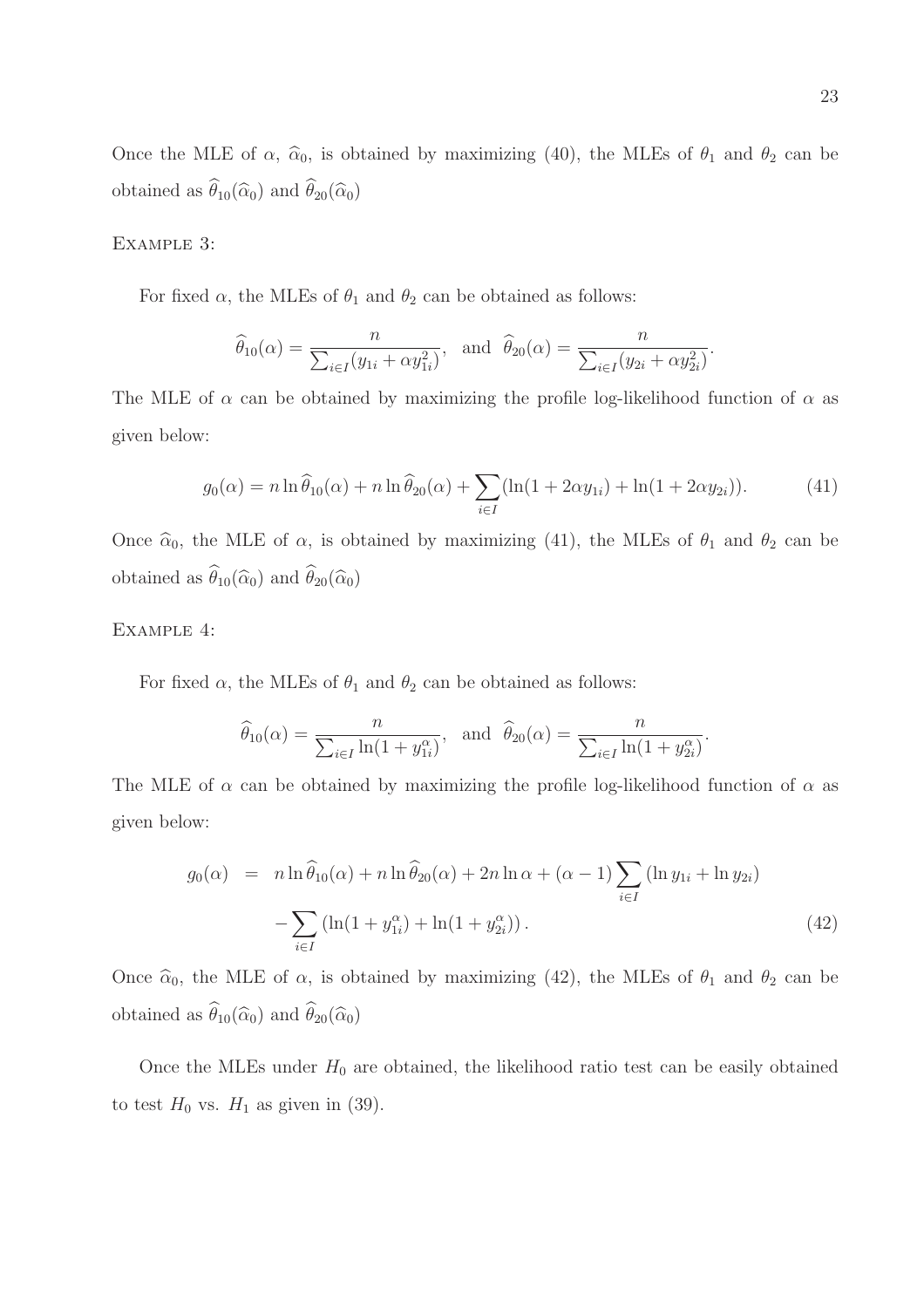Once the MLE of $\alpha$, $\widehat{\alpha}_0$, is obtained by maximizing (40), the MLEs of $\theta_1$ and $\theta_2$ can be obtained as $\widehat{\theta}_{10}(\widehat{\alpha}_0)$ and $\widehat{\theta}_{20}(\widehat{\alpha}_0)$

Example 3:

For fixed $\alpha$, the MLEs of $\theta_1$ and $\theta_2$ can be obtained as follows:

$$\widehat{\theta}_{10}(\alpha) = \frac{n}{\sum_{i \in I}(y_{1i} + \alpha y_{1i}^2)}, \quad \text{and} \quad \widehat{\theta}_{20}(\alpha) = \frac{n}{\sum_{i \in I}(y_{2i} + \alpha y_{2i}^2)}.$$

The MLE of $\alpha$ can be obtained by maximizing the profile log-likelihood function of $\alpha$ as given below:

$$g_0(\alpha) = n \ln \widehat{\theta}_{10}(\alpha) + n \ln \widehat{\theta}_{20}(\alpha) + \sum_{i \in I}(\ln(1 + 2\alpha y_{1i}) + \ln(1 + 2\alpha y_{2i})). \tag{41}$$

Once $\widehat{\alpha}_0$, the MLE of $\alpha$, is obtained by maximizing (41), the MLEs of $\theta_1$ and $\theta_2$ can be obtained as $\widehat{\theta}_{10}(\widehat{\alpha}_0)$ and $\widehat{\theta}_{20}(\widehat{\alpha}_0)$

Example 4:

For fixed $\alpha$, the MLEs of $\theta_1$ and $\theta_2$ can be obtained as follows:

$$\widehat{\theta}_{10}(\alpha) = \frac{n}{\sum_{i \in I} \ln(1 + y_{1i}^\alpha)}, \quad \text{and} \quad \widehat{\theta}_{20}(\alpha) = \frac{n}{\sum_{i \in I} \ln(1 + y_{2i}^\alpha)}.$$

The MLE of $\alpha$ can be obtained by maximizing the profile log-likelihood function of $\alpha$ as given below:

$$\begin{aligned} g_0(\alpha) &= n \ln \widehat{\theta}_{10}(\alpha) + n \ln \widehat{\theta}_{20}(\alpha) + 2n \ln \alpha + (\alpha - 1) \sum_{i \in I} (\ln y_{1i} + \ln y_{2i}) \\ &\quad - \sum_{i \in I} \left( \ln(1 + y_{1i}^\alpha) + \ln(1 + y_{2i}^\alpha) \right). \end{aligned} \tag{42}$$

Once $\widehat{\alpha}_0$, the MLE of $\alpha$, is obtained by maximizing (42), the MLEs of $\theta_1$ and $\theta_2$ can be obtained as $\widehat{\theta}_{10}(\widehat{\alpha}_0)$ and $\widehat{\theta}_{20}(\widehat{\alpha}_0)$

Once the MLEs under $H_0$ are obtained, the likelihood ratio test can be easily obtained to test $H_0$ vs. $H_1$ as given in (39).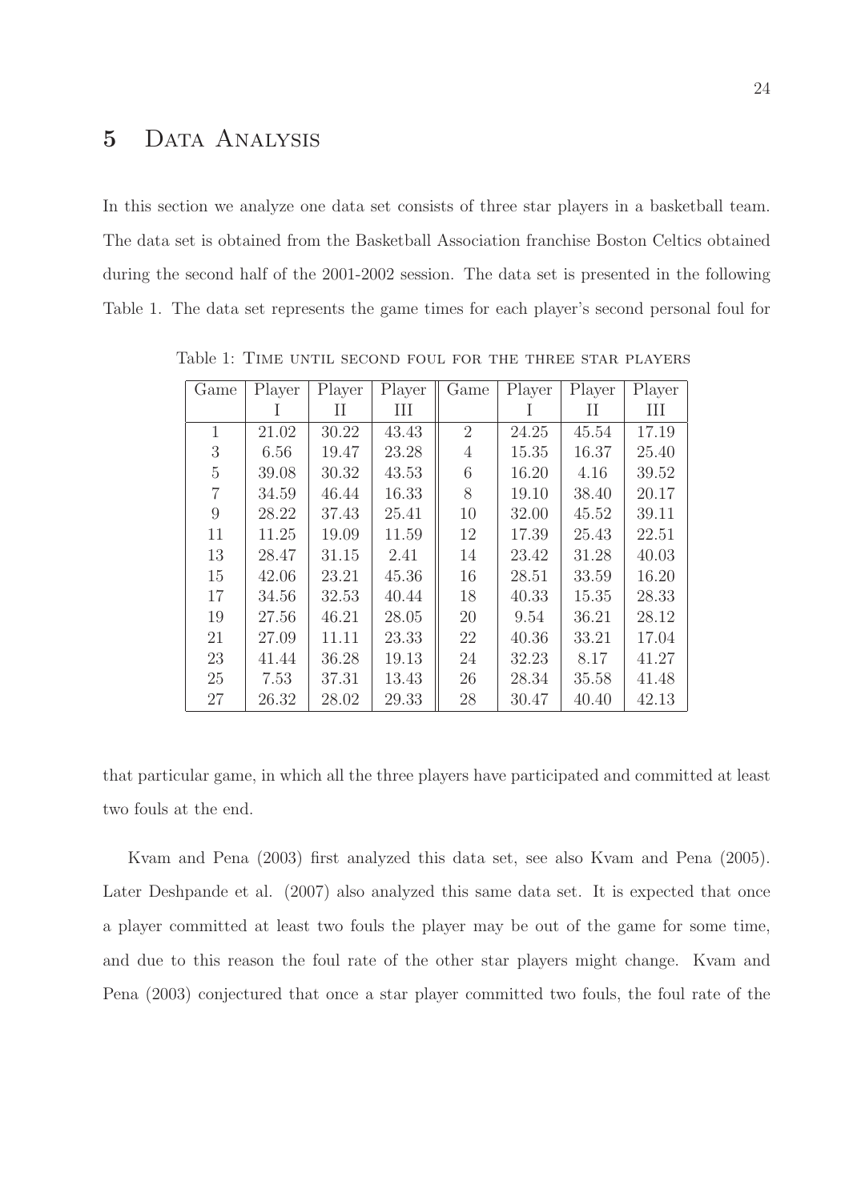# 5 Data Analysis

In this section we analyze one data set consists of three star players in a basketball team. The data set is obtained from the Basketball Association franchise Boston Celtics obtained during the second half of the 2001-2002 session. The data set is presented in the following Table 1. The data set represents the game times for each player's second personal foul for that particular game, in which all the three players have participated and committed at least two fouls at the end.

Table 1: Time until second foul for the three star players

| Game | Player I | Player II | Player III | Game | Player I | Player II | Player III |
|---|---|---|---|---|---|---|---|
| 1 | 21.02 | 30.22 | 43.43 | 2 | 24.25 | 45.54 | 17.19 |
| 3 | 6.56 | 19.47 | 23.28 | 4 | 15.35 | 16.37 | 25.40 |
| 5 | 39.08 | 30.32 | 43.53 | 6 | 16.20 | 4.16 | 39.52 |
| 7 | 34.59 | 46.44 | 16.33 | 8 | 19.10 | 38.40 | 20.17 |
| 9 | 28.22 | 37.43 | 25.41 | 10 | 32.00 | 45.52 | 39.11 |
| 11 | 11.25 | 19.09 | 11.59 | 12 | 17.39 | 25.43 | 22.51 |
| 13 | 28.47 | 31.15 | 2.41 | 14 | 23.42 | 31.28 | 40.03 |
| 15 | 42.06 | 23.21 | 45.36 | 16 | 28.51 | 33.59 | 16.20 |
| 17 | 34.56 | 32.53 | 40.44 | 18 | 40.33 | 15.35 | 28.33 |
| 19 | 27.56 | 46.21 | 28.05 | 20 | 9.54 | 36.21 | 28.12 |
| 21 | 27.09 | 11.11 | 23.33 | 22 | 40.36 | 33.21 | 17.04 |
| 23 | 41.44 | 36.28 | 19.13 | 24 | 32.23 | 8.17 | 41.27 |
| 25 | 7.53 | 37.31 | 13.43 | 26 | 28.34 | 35.58 | 41.48 |
| 27 | 26.32 | 28.02 | 29.33 | 28 | 30.47 | 40.40 | 42.13 |

Kvam and Pena (2003) first analyzed this data set, see also Kvam and Pena (2005). Later Deshpande et al. (2007) also analyzed this same data set. It is expected that once a player committed at least two fouls the player may be out of the game for some time, and due to this reason the foul rate of the other star players might change. Kvam and Pena (2003) conjectured that once a star player committed two fouls, the foul rate of the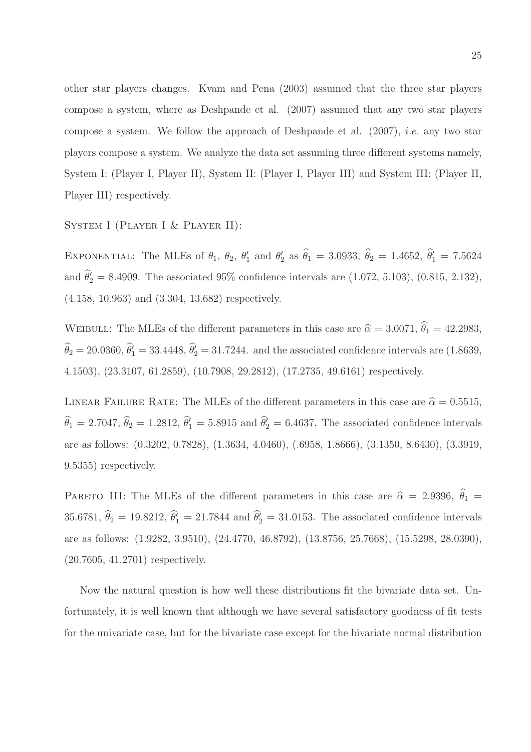other star players changes. Kvam and Pena (2003) assumed that the three star players compose a system, where as Deshpande et al. (2007) assumed that any two star players compose a system. We follow the approach of Deshpande et al. (2007), *i.e.* any two star players compose a system. We analyze the data set assuming three different systems namely, System I: (Player I, Player II), System II: (Player I, Player III) and System III: (Player II, Player III) respectively.

System I (Player I & Player II):

Exponential: The MLEs of $\theta_1$, $\theta_2$, $\theta_1'$ and $\theta_2'$ as $\widehat{\theta}_1 = 3.0933$, $\widehat{\theta}_2 = 1.4652$, $\widehat{\theta}_1' = 7.5624$ and $\widehat{\theta}_2' = 8.4909$. The associated 95% confidence intervals are (1.072, 5.103), (0.815, 2.132), (4.158, 10.963) and (3.304, 13.682) respectively.

Weibull: The MLEs of the different parameters in this case are $\widehat{\alpha} = 3.0071$, $\widehat{\theta}_1 = 42.2983$, $\widehat{\theta}_2 = 20.0360$, $\widehat{\theta}_1' = 33.4448$, $\widehat{\theta}_2' = 31.7244$. and the associated confidence intervals are (1.8639, 4.1503), (23.3107, 61.2859), (10.7908, 29.2812), (17.2735, 49.6161) respectively.

Linear Failure Rate: The MLEs of the different parameters in this case are $\widehat{\alpha} = 0.5515$, $\widehat{\theta}_1 = 2.7047$, $\widehat{\theta}_2 = 1.2812$, $\widehat{\theta}_1' = 5.8915$ and $\widehat{\theta}_2' = 6.4637$. The associated confidence intervals are as follows: (0.3202, 0.7828), (1.3634, 4.0460), (.6958, 1.8666), (3.1350, 8.6430), (3.3919, 9.5355) respectively.

Pareto III: The MLEs of the different parameters in this case are $\widehat{\alpha} = 2.9396$, $\widehat{\theta}_1 = 35.6781$, $\widehat{\theta}_2 = 19.8212$, $\widehat{\theta}_1' = 21.7844$ and $\widehat{\theta}_2' = 31.0153$. The associated confidence intervals are as follows: (1.9282, 3.9510), (24.4770, 46.8792), (13.8756, 25.7668), (15.5298, 28.0390), (20.7605, 41.2701) respectively.

Now the natural question is how well these distributions fit the bivariate data set. Unfortunately, it is well known that although we have several satisfactory goodness of fit tests for the univariate case, but for the bivariate case except for the bivariate normal distribution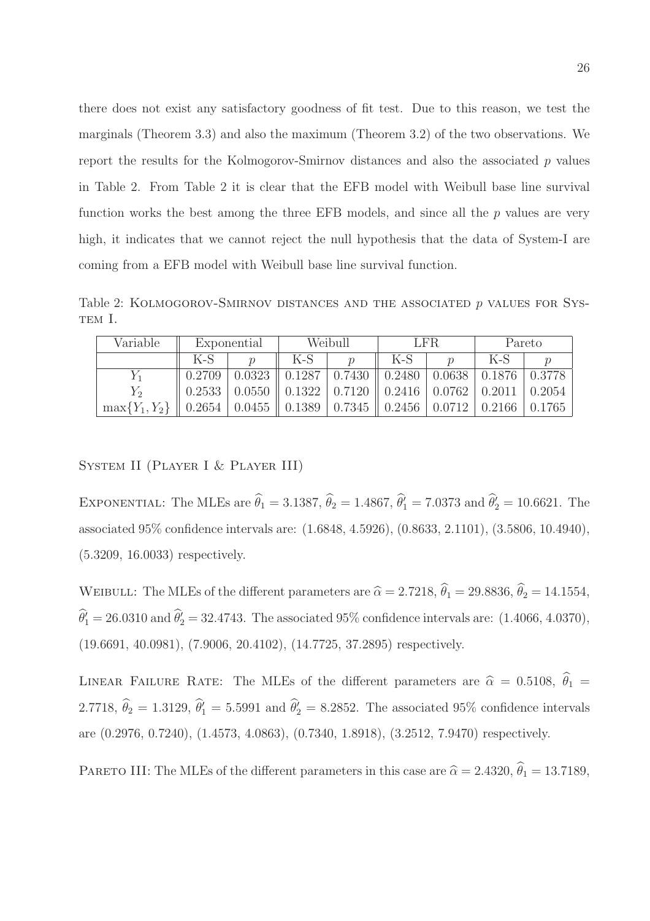there does not exist any satisfactory goodness of fit test. Due to this reason, we test the marginals (Theorem 3.3) and also the maximum (Theorem 3.2) of the two observations. We report the results for the Kolmogorov-Smirnov distances and also the associated $p$ values in Table 2. From Table 2 it is clear that the EFB model with Weibull base line survival function works the best among the three EFB models, and since all the $p$ values are very high, it indicates that we cannot reject the null hypothesis that the data of System-I are coming from a EFB model with Weibull base line survival function.

Table 2: Kolmogorov-Smirnov distances and the associated $p$ values for System I.

| Variable | Exponential | | Weibull | | LFR | | Pareto | |
|---|---|---|---|---|---|---|---|---|
| | K-S | $p$ | K-S | $p$ | K-S | $p$ | K-S | $p$ |
| $Y_1$ | 0.2709 | 0.0323 | 0.1287 | 0.7430 | 0.2480 | 0.0638 | 0.1876 | 0.3778 |
| $Y_2$ | 0.2533 | 0.0550 | 0.1322 | 0.7120 | 0.2416 | 0.0762 | 0.2011 | 0.2054 |
| $\max\{Y_1, Y_2\}$ | 0.2654 | 0.0455 | 0.1389 | 0.7345 | 0.2456 | 0.0712 | 0.2166 | 0.1765 |

System II (Player I & Player III)

Exponential: The MLEs are $\widehat{\theta}_1 = 3.1387$, $\widehat{\theta}_2 = 1.4867$, $\widehat{\theta}'_1 = 7.0373$ and $\widehat{\theta}'_2 = 10.6621$. The associated 95% confidence intervals are: (1.6848, 4.5926), (0.8633, 2.1101), (3.5806, 10.4940), (5.3209, 16.0033) respectively.

Weibull: The MLEs of the different parameters are $\widehat{\alpha} = 2.7218$, $\widehat{\theta}_1 = 29.8836$, $\widehat{\theta}_2 = 14.1554$, $\widehat{\theta}'_1 = 26.0310$ and $\widehat{\theta}'_2 = 32.4743$. The associated 95% confidence intervals are: (1.4066, 4.0370), (19.6691, 40.0981), (7.9006, 20.4102), (14.7725, 37.2895) respectively.

Linear Failure Rate: The MLEs of the different parameters are $\widehat{\alpha} = 0.5108$, $\widehat{\theta}_1 = 2.7718$, $\widehat{\theta}_2 = 1.3129$, $\widehat{\theta}'_1 = 5.5991$ and $\widehat{\theta}'_2 = 8.2852$. The associated 95% confidence intervals are (0.2976, 0.7240), (1.4573, 4.0863), (0.7340, 1.8918), (3.2512, 7.9470) respectively.

Pareto III: The MLEs of the different parameters in this case are $\widehat{\alpha} = 2.4320$, $\widehat{\theta}_1 = 13.7189$,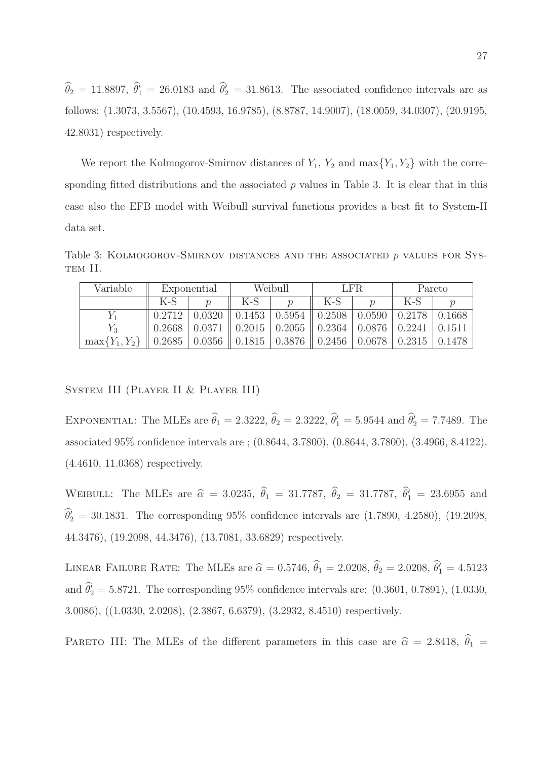$\widehat{\theta}_2 = 11.8897$, $\widehat{\theta}'_1 = 26.0183$ and $\widehat{\theta}'_2 = 31.8613$. The associated confidence intervals are as follows: (1.3073, 3.5567), (10.4593, 16.9785), (8.8787, 14.9007), (18.0059, 34.0307), (20.9195, 42.8031) respectively.

We report the Kolmogorov-Smirnov distances of $Y_1$, $Y_2$ and $\max\{Y_1, Y_2\}$ with the corresponding fitted distributions and the associated $p$ values in Table 3. It is clear that in this case also the EFB model with Weibull survival functions provides a best fit to System-II data set.

Table 3: Kolmogorov-Smirnov distances and the associated $p$ values for System II.

| Variable | Exponential | | Weibull | | LFR | | Pareto | |
|---|---|---|---|---|---|---|---|---|
| | K-S | $p$ | K-S | $p$ | K-S | $p$ | K-S | $p$ |
| $Y_1$ | 0.2712 | 0.0320 | 0.1453 | 0.5954 | 0.2508 | 0.0590 | 0.2178 | 0.1668 |
| $Y_3$ | 0.2668 | 0.0371 | 0.2015 | 0.2055 | 0.2364 | 0.0876 | 0.2241 | 0.1511 |
| $\max\{Y_1, Y_2\}$ | 0.2685 | 0.0356 | 0.1815 | 0.3876 | 0.2456 | 0.0678 | 0.2315 | 0.1478 |

System III (Player II & Player III)

Exponential: The MLEs are $\widehat{\theta}_1 = 2.3222$, $\widehat{\theta}_2 = 2.3222$, $\widehat{\theta}'_1 = 5.9544$ and $\widehat{\theta}'_2 = 7.7489$. The associated 95% confidence intervals are ; (0.8644, 3.7800), (0.8644, 3.7800), (3.4966, 8.4122), (4.4610, 11.0368) respectively.

Weibull: The MLEs are $\widehat{\alpha} = 3.0235$, $\widehat{\theta}_1 = 31.7787$, $\widehat{\theta}_2 = 31.7787$, $\widehat{\theta}'_1 = 23.6955$ and $\widehat{\theta}'_2 = 30.1831$. The corresponding 95% confidence intervals are (1.7890, 4.2580), (19.2098, 44.3476), (19.2098, 44.3476), (13.7081, 33.6829) respectively.

Linear Failure Rate: The MLEs are $\widehat{\alpha} = 0.5746$, $\widehat{\theta}_1 = 2.0208$, $\widehat{\theta}_2 = 2.0208$, $\widehat{\theta}'_1 = 4.5123$ and $\widehat{\theta}'_2 = 5.8721$. The corresponding 95% confidence intervals are: (0.3601, 0.7891), (1.0330, 3.0086), ((1.0330, 2.0208), (2.3867, 6.6379), (3.2932, 8.4510) respectively.

Pareto III: The MLEs of the different parameters in this case are $\widehat{\alpha} = 2.8418$, $\widehat{\theta}_1 =$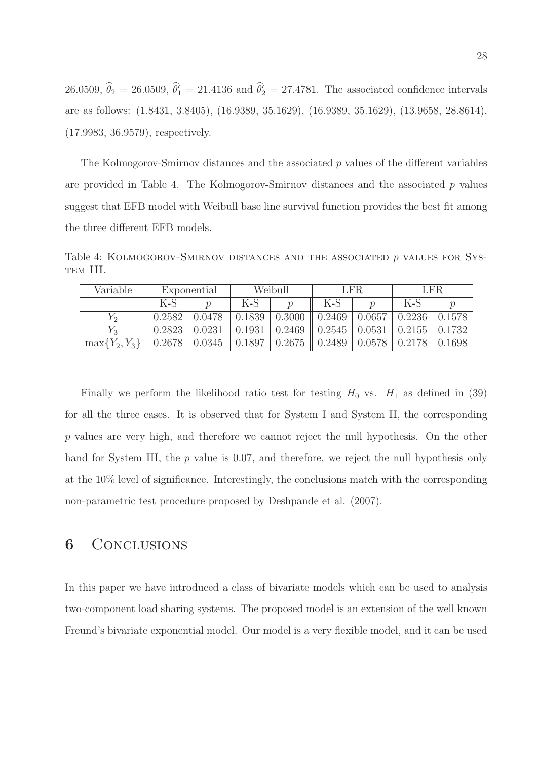26.0509, $\widehat{\theta}_2 = 26.0509$, $\widehat{\theta}'_1 = 21.4136$ and $\widehat{\theta}'_2 = 27.4781$. The associated confidence intervals are as follows: (1.8431, 3.8405), (16.9389, 35.1629), (16.9389, 35.1629), (13.9658, 28.8614), (17.9983, 36.9579), respectively.

The Kolmogorov-Smirnov distances and the associated $p$ values of the different variables are provided in Table 4. The Kolmogorov-Smirnov distances and the associated $p$ values suggest that EFB model with Weibull base line survival function provides the best fit among the three different EFB models.

Table 4: Kolmogorov-Smirnov distances and the associated $p$ values for System III.

| Variable | Exponential | | Weibull | | LFR | | LFR | |
|---|---|---|---|---|---|---|---|---|
| | K-S | $p$ | K-S | $p$ | K-S | $p$ | K-S | $p$ |
| $Y_2$ | 0.2582 | 0.0478 | 0.1839 | 0.3000 | 0.2469 | 0.0657 | 0.2236 | 0.1578 |
| $Y_3$ | 0.2823 | 0.0231 | 0.1931 | 0.2469 | 0.2545 | 0.0531 | 0.2155 | 0.1732 |
| $\max\{Y_2, Y_3\}$ | 0.2678 | 0.0345 | 0.1897 | 0.2675 | 0.2489 | 0.0578 | 0.2178 | 0.1698 |

Finally we perform the likelihood ratio test for testing $H_0$ vs. $H_1$ as defined in (39) for all the three cases. It is observed that for System I and System II, the corresponding $p$ values are very high, and therefore we cannot reject the null hypothesis. On the other hand for System III, the $p$ value is 0.07, and therefore, we reject the null hypothesis only at the 10% level of significance. Interestingly, the conclusions match with the corresponding non-parametric test procedure proposed by Deshpande et al. (2007).

## 6 Conclusions

In this paper we have introduced a class of bivariate models which can be used to analysis two-component load sharing systems. The proposed model is an extension of the well known Freund's bivariate exponential model. Our model is a very flexible model, and it can be used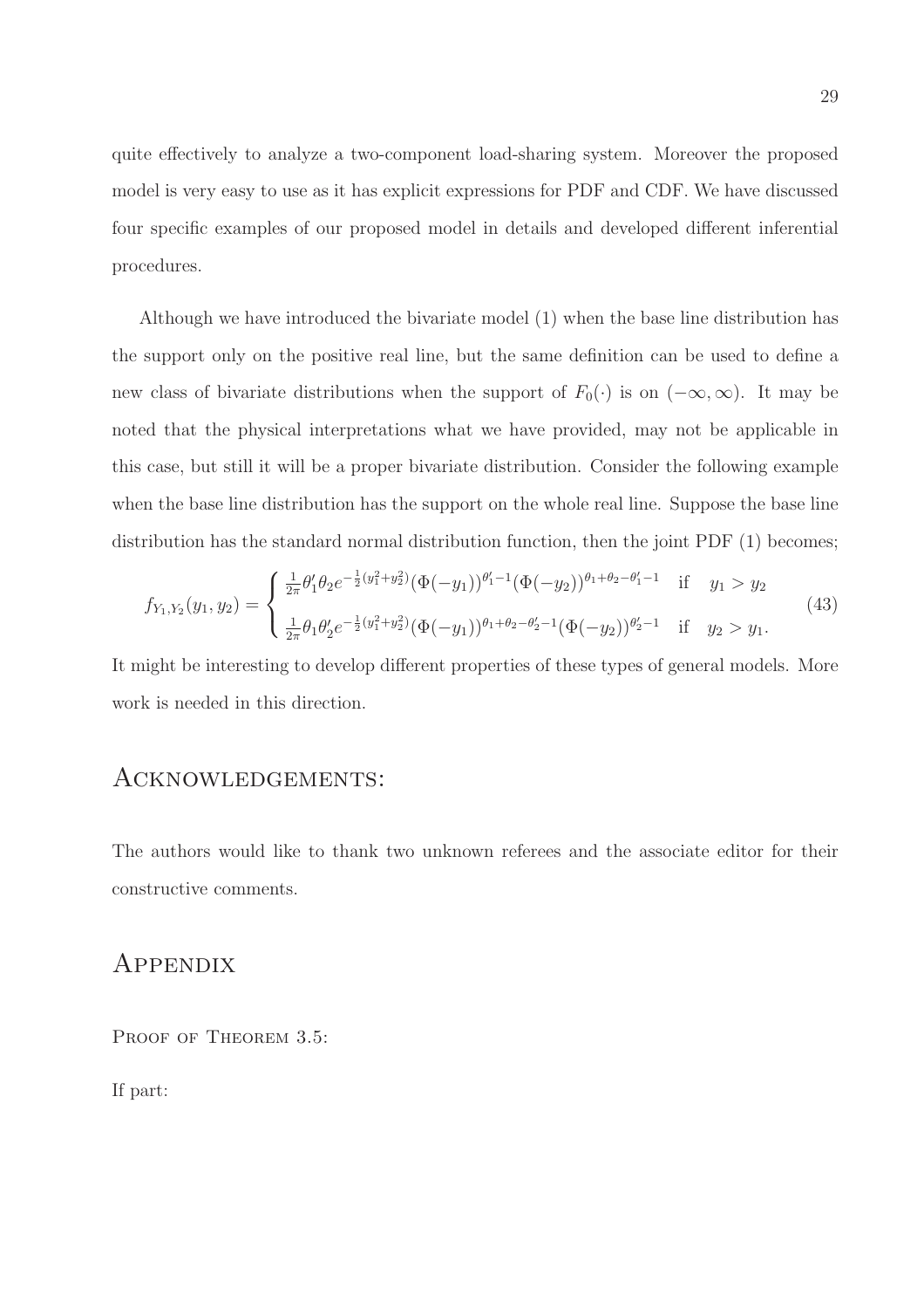quite effectively to analyze a two-component load-sharing system. Moreover the proposed model is very easy to use as it has explicit expressions for PDF and CDF. We have discussed four specific examples of our proposed model in details and developed different inferential procedures.

Although we have introduced the bivariate model (1) when the base line distribution has the support only on the positive real line, but the same definition can be used to define a new class of bivariate distributions when the support of $F_0(\cdot)$ is on $(-\infty, \infty)$. It may be noted that the physical interpretations what we have provided, may not be applicable in this case, but still it will be a proper bivariate distribution. Consider the following example when the base line distribution has the support on the whole real line. Suppose the base line distribution has the standard normal distribution function, then the joint PDF (1) becomes;

$$
f_{Y_1,Y_2}(y_1,y_2) = \begin{cases} \frac{1}{2\pi}\theta_1'\theta_2 e^{-\frac{1}{2}(y_1^2+y_2^2)}(\Phi(-y_1))^{\theta_1'-1}(\Phi(-y_2))^{\theta_1+\theta_2-\theta_1'-1} & \text{if} \quad y_1 > y_2 \\ \frac{1}{2\pi}\theta_1\theta_2' e^{-\frac{1}{2}(y_1^2+y_2^2)}(\Phi(-y_1))^{\theta_1+\theta_2-\theta_2'-1}(\Phi(-y_2))^{\theta_2'-1} & \text{if} \quad y_2 > y_1. \end{cases} \tag{43}
$$

It might be interesting to develop different properties of these types of general models. More work is needed in this direction.

## Acknowledgements:

The authors would like to thank two unknown referees and the associate editor for their constructive comments.

## Appendix

Proof of Theorem 3.5:

If part: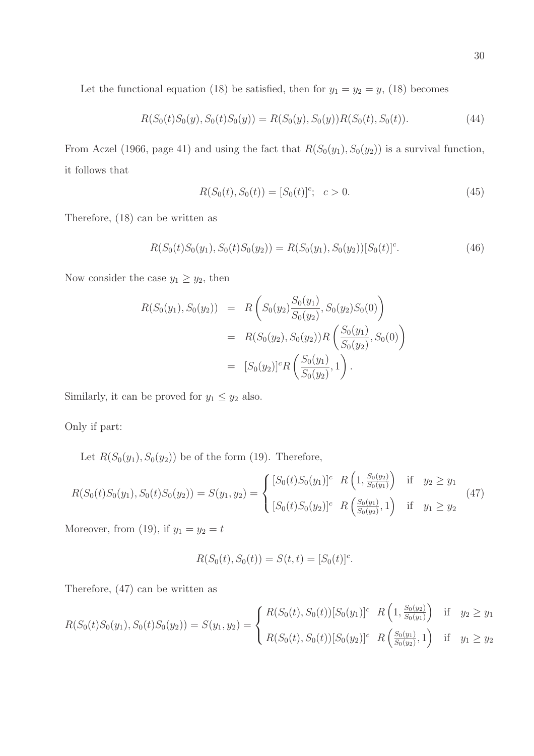Let the functional equation (18) be satisfied, then for $y_1 = y_2 = y$, (18) becomes

$$R(S_0(t)S_0(y), S_0(t)S_0(y)) = R(S_0(y), S_0(y))R(S_0(t), S_0(t)). \tag{44}$$

From Aczel (1966, page 41) and using the fact that $R(S_0(y_1), S_0(y_2))$ is a survival function, it follows that

$$R(S_0(t), S_0(t)) = [S_0(t)]^c; \quad c > 0. \tag{45}$$

Therefore, (18) can be written as

$$R(S_0(t)S_0(y_1), S_0(t)S_0(y_2)) = R(S_0(y_1), S_0(y_2))[S_0(t)]^c. \tag{46}$$

Now consider the case $y_1 \geq y_2$, then

$$\begin{aligned}
R(S_0(y_1), S_0(y_2)) &= R\left(S_0(y_2)\frac{S_0(y_1)}{S_0(y_2)}, S_0(y_2)S_0(0)\right) \\
&= R(S_0(y_2), S_0(y_2))R\left(\frac{S_0(y_1)}{S_0(y_2)}, S_0(0)\right) \\
&= [S_0(y_2)]^c R\left(\frac{S_0(y_1)}{S_0(y_2)}, 1\right).
\end{aligned}$$

Similarly, it can be proved for $y_1 \leq y_2$ also.

Only if part:

Let $R(S_0(y_1), S_0(y_2))$ be of the form (19). Therefore,

$$R(S_0(t)S_0(y_1), S_0(t)S_0(y_2)) = S(y_1, y_2) = \begin{cases} [S_0(t)S_0(y_1)]^c \quad R\left(1, \frac{S_0(y_2)}{S_0(y_1)}\right) & \text{if} \quad y_2 \geq y_1 \\ [S_0(t)S_0(y_2)]^c \quad R\left(\frac{S_0(y_1)}{S_0(y_2)}, 1\right) & \text{if} \quad y_1 \geq y_2 \end{cases} \tag{47}$$

Moreover, from (19), if $y_1 = y_2 = t$

$$R(S_0(t), S_0(t)) = S(t,t) = [S_0(t)]^c.$$

Therefore, (47) can be written as

$$R(S_0(t)S_0(y_1), S_0(t)S_0(y_2)) = S(y_1, y_2) = \begin{cases} R(S_0(t), S_0(t))[S_0(y_1)]^c \quad R\left(1, \frac{S_0(y_2)}{S_0(y_1)}\right) & \text{if} \quad y_2 \geq y_1 \\ R(S_0(t), S_0(t))[S_0(y_2)]^c \quad R\left(\frac{S_0(y_1)}{S_0(y_2)}, 1\right) & \text{if} \quad y_1 \geq y_2 \end{cases}$$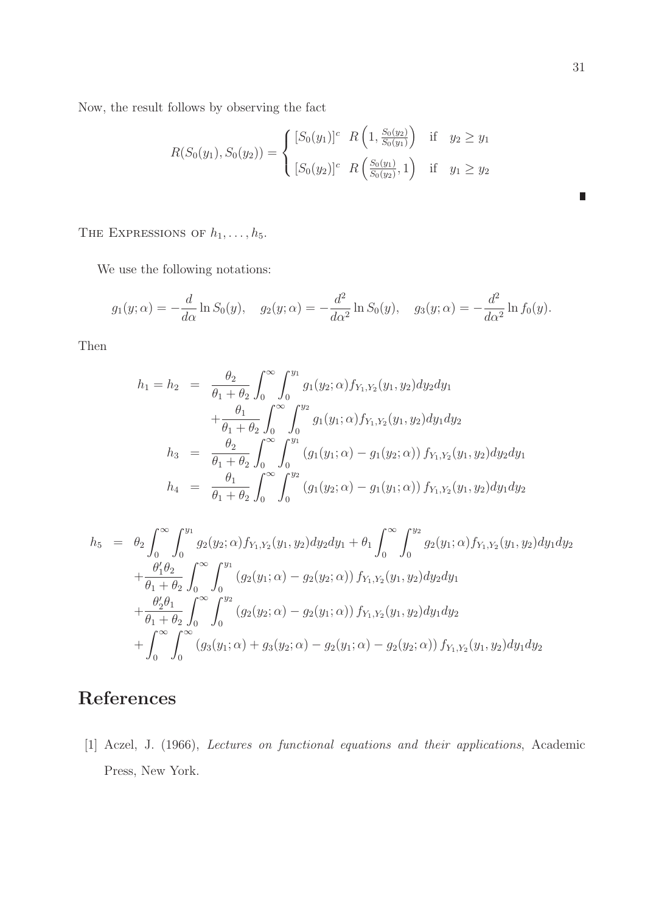Now, the result follows by observing the fact

$$R(S_0(y_1), S_0(y_2)) = \begin{cases} [S_0(y_1)]^c \quad R\left(1, \frac{S_0(y_2)}{S_0(y_1)}\right) & \text{if} \quad y_2 \geq y_1 \\ [S_0(y_2)]^c \quad R\left(\frac{S_0(y_1)}{S_0(y_2)}, 1\right) & \text{if} \quad y_1 \geq y_2 \end{cases}$$

∎

THE EXPRESSIONS OF $h_1, \ldots, h_5$.

We use the following notations:

$$g_1(y;\alpha) = -\frac{d}{d\alpha} \ln S_0(y), \quad g_2(y;\alpha) = -\frac{d^2}{d\alpha^2} \ln S_0(y), \quad g_3(y;\alpha) = -\frac{d^2}{d\alpha^2} \ln f_0(y).$$

Then

$$\begin{aligned}
h_1 = h_2 &= \frac{\theta_2}{\theta_1+\theta_2} \int_0^\infty \int_0^{y_1} g_1(y_2;\alpha) f_{Y_1,Y_2}(y_1,y_2) dy_2 dy_1 \\
&\quad + \frac{\theta_1}{\theta_1+\theta_2} \int_0^\infty \int_0^{y_2} g_1(y_1;\alpha) f_{Y_1,Y_2}(y_1,y_2) dy_1 dy_2 \\
h_3 &= \frac{\theta_2}{\theta_1+\theta_2} \int_0^\infty \int_0^{y_1} \left(g_1(y_1;\alpha) - g_1(y_2;\alpha)\right) f_{Y_1,Y_2}(y_1,y_2) dy_2 dy_1 \\
h_4 &= \frac{\theta_1}{\theta_1+\theta_2} \int_0^\infty \int_0^{y_2} \left(g_1(y_2;\alpha) - g_1(y_1;\alpha)\right) f_{Y_1,Y_2}(y_1,y_2) dy_1 dy_2
\end{aligned}$$

$$\begin{aligned}
h_5 &= \theta_2 \int_0^\infty \int_0^{y_1} g_2(y_2;\alpha) f_{Y_1,Y_2}(y_1,y_2) dy_2 dy_1 + \theta_1 \int_0^\infty \int_0^{y_2} g_2(y_1;\alpha) f_{Y_1,Y_2}(y_1,y_2) dy_1 dy_2 \\
&\quad + \frac{\theta_1'\theta_2}{\theta_1+\theta_2} \int_0^\infty \int_0^{y_1} \left(g_2(y_1;\alpha) - g_2(y_2;\alpha)\right) f_{Y_1,Y_2}(y_1,y_2) dy_2 dy_1 \\
&\quad + \frac{\theta_2'\theta_1}{\theta_1+\theta_2} \int_0^\infty \int_0^{y_2} \left(g_2(y_2;\alpha) - g_2(y_1;\alpha)\right) f_{Y_1,Y_2}(y_1,y_2) dy_1 dy_2 \\
&\quad + \int_0^\infty \int_0^\infty \left(g_3(y_1;\alpha) + g_3(y_2;\alpha) - g_2(y_1;\alpha) - g_2(y_2;\alpha)\right) f_{Y_1,Y_2}(y_1,y_2) dy_1 dy_2
\end{aligned}$$

# References

[1] Aczel, J. (1966), *Lectures on functional equations and their applications*, Academic Press, New York.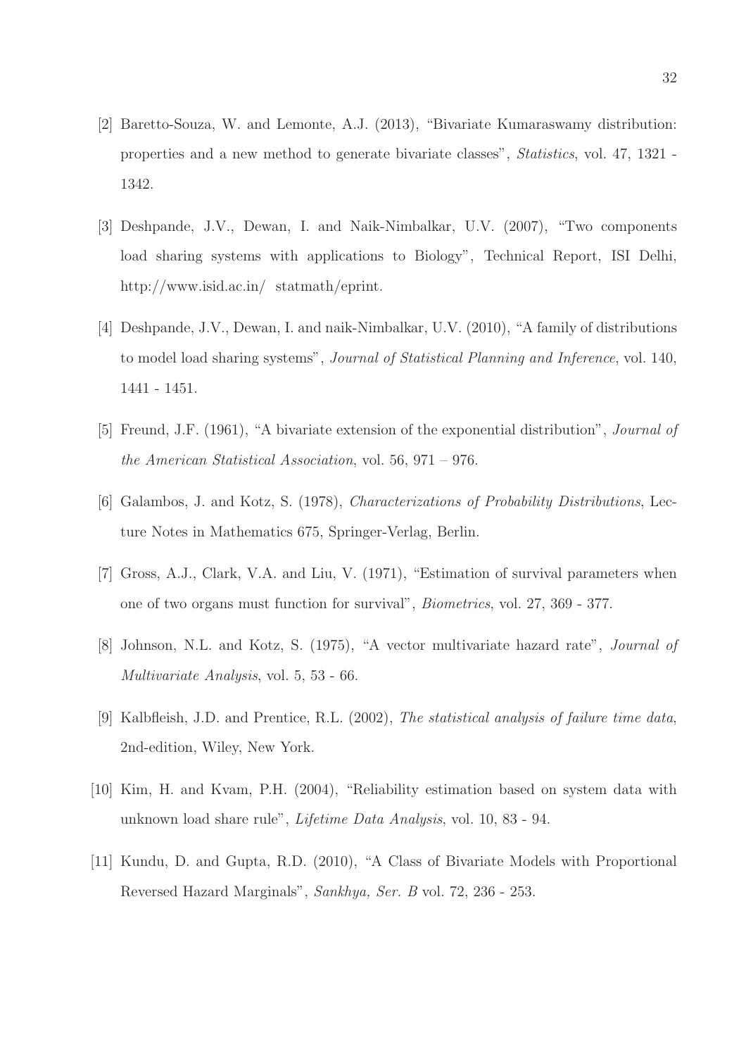[2] Baretto-Souza, W. and Lemonte, A.J. (2013), "Bivariate Kumaraswamy distribution: properties and a new method to generate bivariate classes", *Statistics*, vol. 47, 1321 - 1342.

[3] Deshpande, J.V., Dewan, I. and Naik-Nimbalkar, U.V. (2007), "Two components load sharing systems with applications to Biology", Technical Report, ISI Delhi, http://www.isid.ac.in/ statmath/eprint.

[4] Deshpande, J.V., Dewan, I. and naik-Nimbalkar, U.V. (2010), "A family of distributions to model load sharing systems", *Journal of Statistical Planning and Inference*, vol. 140, 1441 - 1451.

[5] Freund, J.F. (1961), "A bivariate extension of the exponential distribution", *Journal of the American Statistical Association*, vol. 56, 971 – 976.

[6] Galambos, J. and Kotz, S. (1978), *Characterizations of Probability Distributions*, Lecture Notes in Mathematics 675, Springer-Verlag, Berlin.

[7] Gross, A.J., Clark, V.A. and Liu, V. (1971), "Estimation of survival parameters when one of two organs must function for survival", *Biometrics*, vol. 27, 369 - 377.

[8] Johnson, N.L. and Kotz, S. (1975), "A vector multivariate hazard rate", *Journal of Multivariate Analysis*, vol. 5, 53 - 66.

[9] Kalbfleish, J.D. and Prentice, R.L. (2002), *The statistical analysis of failure time data*, 2nd-edition, Wiley, New York.

[10] Kim, H. and Kvam, P.H. (2004), "Reliability estimation based on system data with unknown load share rule", *Lifetime Data Analysis*, vol. 10, 83 - 94.

[11] Kundu, D. and Gupta, R.D. (2010), "A Class of Bivariate Models with Proportional Reversed Hazard Marginals", *Sankhya, Ser. B* vol. 72, 236 - 253.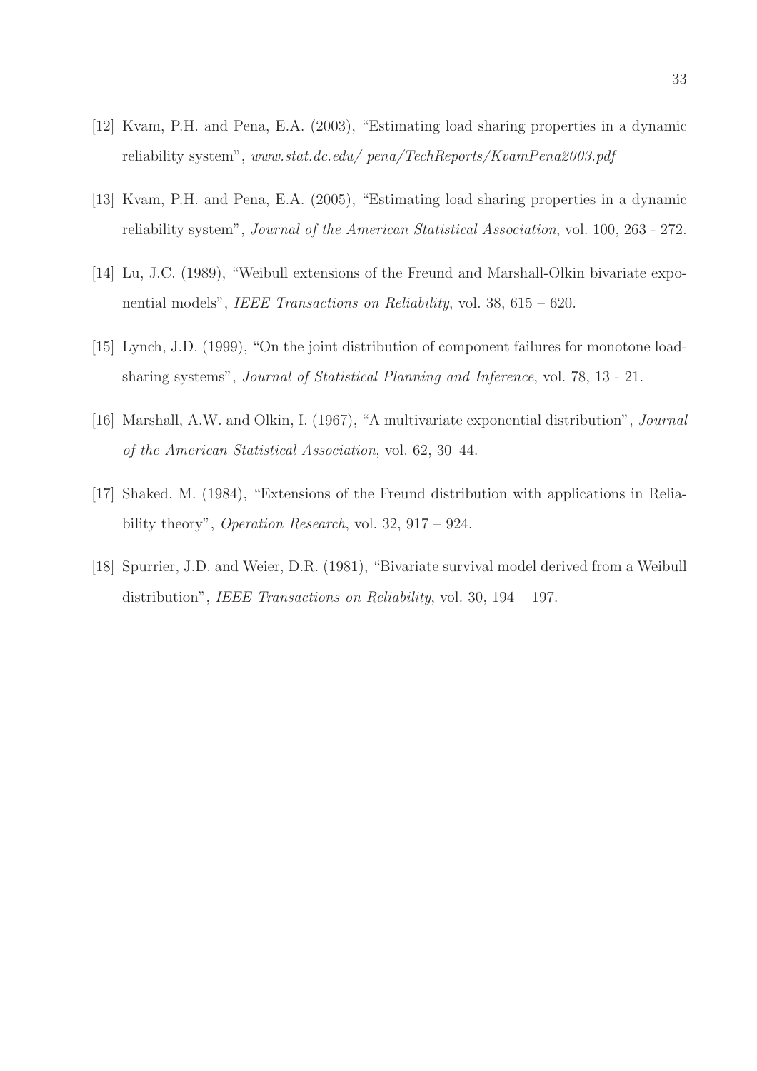[12] Kvam, P.H. and Pena, E.A. (2003), "Estimating load sharing properties in a dynamic reliability system", *www.stat.dc.edu/ pena/TechReports/KvamPena2003.pdf*

[13] Kvam, P.H. and Pena, E.A. (2005), "Estimating load sharing properties in a dynamic reliability system", *Journal of the American Statistical Association*, vol. 100, 263 - 272.

[14] Lu, J.C. (1989), "Weibull extensions of the Freund and Marshall-Olkin bivariate exponential models", *IEEE Transactions on Reliability*, vol. 38, 615 – 620.

[15] Lynch, J.D. (1999), "On the joint distribution of component failures for monotone load-sharing systems", *Journal of Statistical Planning and Inference*, vol. 78, 13 - 21.

[16] Marshall, A.W. and Olkin, I. (1967), "A multivariate exponential distribution", *Journal of the American Statistical Association*, vol. 62, 30–44.

[17] Shaked, M. (1984), "Extensions of the Freund distribution with applications in Reliability theory", *Operation Research*, vol. 32, 917 – 924.

[18] Spurrier, J.D. and Weier, D.R. (1981), "Bivariate survival model derived from a Weibull distribution", *IEEE Transactions on Reliability*, vol. 30, 194 – 197.